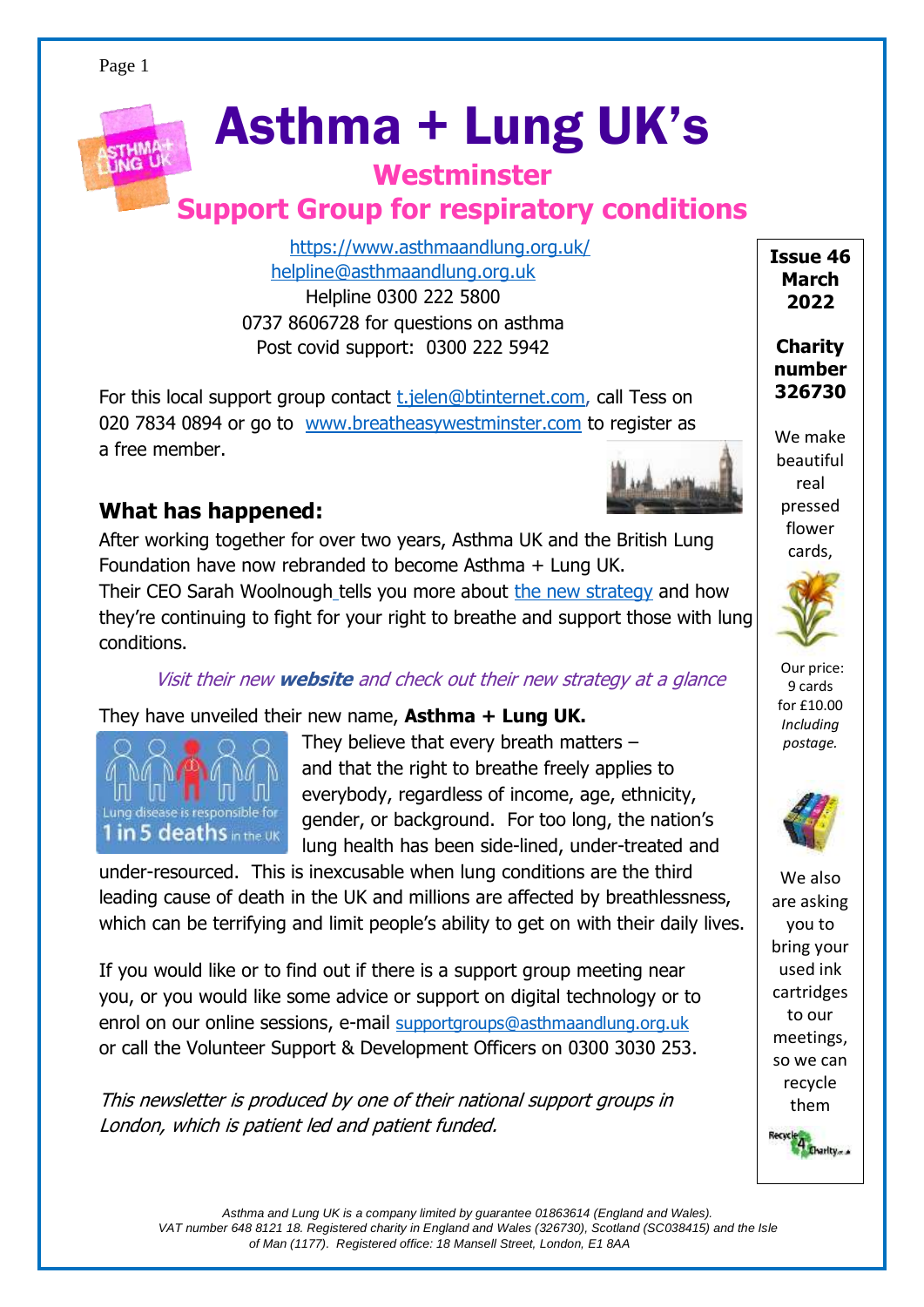# Asthma + Lung UK's

## Westminster
## Support Group for respiratory conditions

https://www.asthmaandlung.org.uk/
helpline@asthmaandlung.org.uk
Helpline 0300 222 5800
0737 8606728 for questions on asthma
Post covid support: 0300 222 5942

For this local support group contact t.jelen@btinternet.com, call Tess on 020 7834 0894 or go to www.breatheasywestminster.com to register as a free member.

**Issue 46 March 2022**

**Charity number 326730**

We make beautiful real pressed flower cards,

Our price: 9 cards for £10.00 *Including postage.*

We also are asking you to bring your used ink cartridges to our meetings, so we can recycle them

### What has happened:

After working together for over two years, Asthma UK and the British Lung Foundation have now rebranded to become Asthma + Lung UK.
Their CEO Sarah Woolnough tells you more about the new strategy and how they're continuing to fight for your right to breathe and support those with lung conditions.

*Visit their new **website** and check out their new strategy at a glance*

They have unveiled their new name, **Asthma + Lung UK.**

Lung disease is responsible for 1 in 5 deaths in the UK

They believe that every breath matters – and that the right to breathe freely applies to everybody, regardless of income, age, ethnicity, gender, or background. For too long, the nation's lung health has been side-lined, under-treated and under-resourced. This is inexcusable when lung conditions are the third leading cause of death in the UK and millions are affected by breathlessness, which can be terrifying and limit people's ability to get on with their daily lives.

If you would like or to find out if there is a support group meeting near you, or you would like some advice or support on digital technology or to enrol on our online sessions, e-mail supportgroups@asthmaandlung.org.uk or call the Volunteer Support & Development Officers on 0300 3030 253.

*This newsletter is produced by one of their national support groups in London, which is patient led and patient funded.*

*Asthma and Lung UK is a company limited by guarantee 01863614 (England and Wales). VAT number 648 8121 18. Registered charity in England and Wales (326730), Scotland (SC038415) and the Isle of Man (1177). Registered office: 18 Mansell Street, London, E1 8AA*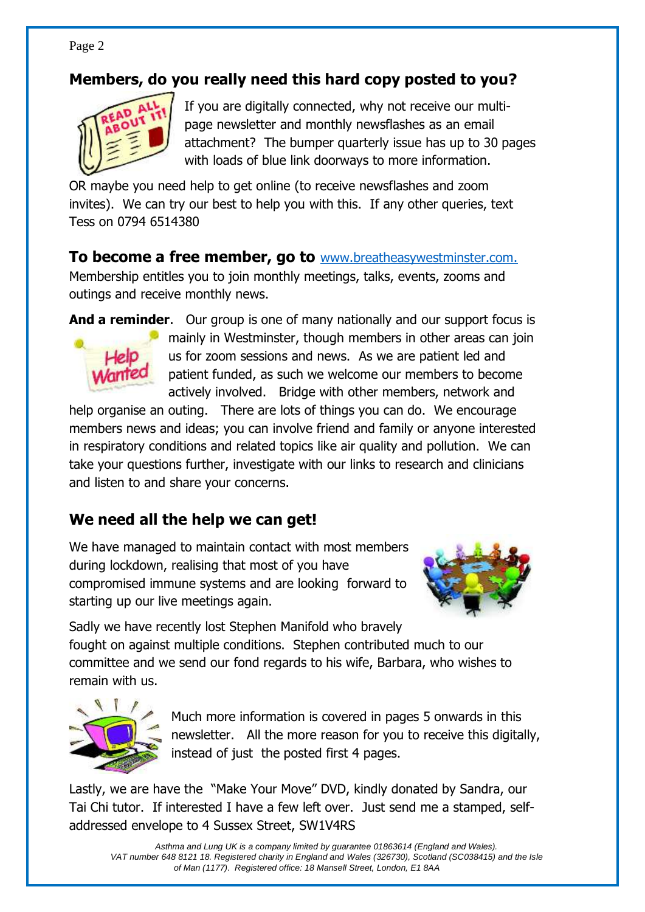## Members, do you really need this hard copy posted to you?

If you are digitally connected, why not receive our multi-page newsletter and monthly newsflashes as an email attachment? The bumper quarterly issue has up to 30 pages with loads of blue link doorways to more information.

OR maybe you need help to get online (to receive newsflashes and zoom invites). We can try our best to help you with this. If any other queries, text Tess on 0794 6514380

**To become a free member, go to** www.breatheasywestminster.com.
Membership entitles you to join monthly meetings, talks, events, zooms and outings and receive monthly news.

**And a reminder**. Our group is one of many nationally and our support focus is mainly in Westminster, though members in other areas can join us for zoom sessions and news. As we are patient led and patient funded, as such we welcome our members to become actively involved. Bridge with other members, network and help organise an outing. There are lots of things you can do. We encourage members news and ideas; you can involve friend and family or anyone interested in respiratory conditions and related topics like air quality and pollution. We can take your questions further, investigate with our links to research and clinicians and listen to and share your concerns.

## We need all the help we can get!

We have managed to maintain contact with most members during lockdown, realising that most of you have compromised immune systems and are looking forward to starting up our live meetings again.

Sadly we have recently lost Stephen Manifold who bravely fought on against multiple conditions. Stephen contributed much to our committee and we send our fond regards to his wife, Barbara, who wishes to remain with us.

Much more information is covered in pages 5 onwards in this newsletter. All the more reason for you to receive this digitally, instead of just the posted first 4 pages.

Lastly, we are have the "Make Your Move" DVD, kindly donated by Sandra, our Tai Chi tutor. If interested I have a few left over. Just send me a stamped, self-addressed envelope to 4 Sussex Street, SW1V4RS

*Asthma and Lung UK is a company limited by guarantee 01863614 (England and Wales). VAT number 648 8121 18. Registered charity in England and Wales (326730), Scotland (SC038415) and the Isle of Man (1177). Registered office: 18 Mansell Street, London, E1 8AA*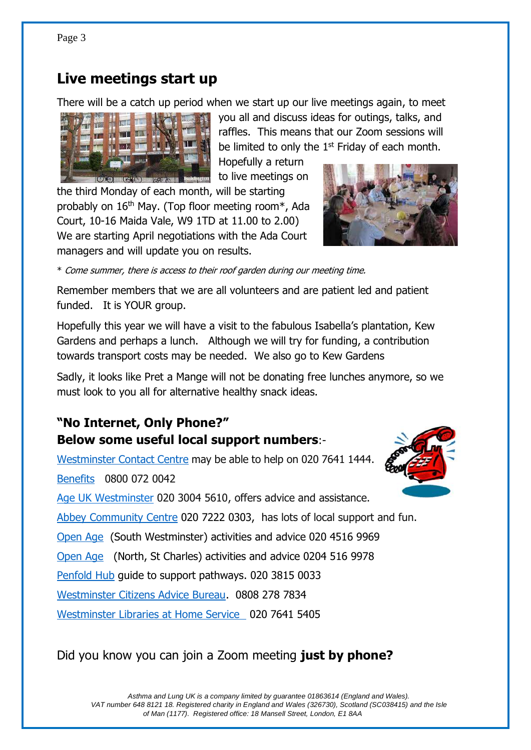## Live meetings start up

There will be a catch up period when we start up our live meetings again, to meet you all and discuss ideas for outings, talks, and raffles. This means that our Zoom sessions will be limited to only the 1st Friday of each month. Hopefully a return to live meetings on the third Monday of each month, will be starting probably on 16th May. (Top floor meeting room*, Ada Court, 10-16 Maida Vale, W9 1TD at 11.00 to 2.00) We are starting April negotiations with the Ada Court managers and will update you on results.

\* *Come summer, there is access to their roof garden during our meeting time.*

Remember members that we are all volunteers and are patient led and patient funded. It is YOUR group.

Hopefully this year we will have a visit to the fabulous Isabella's plantation, Kew Gardens and perhaps a lunch. Although we will try for funding, a contribution towards transport costs may be needed. We also go to Kew Gardens

Sadly, it looks like Pret a Mange will not be donating free lunches anymore, so we must look to you all for alternative healthy snack ideas.

### "No Internet, Only Phone?"
### Below some useful local support numbers:-

Westminster Contact Centre may be able to help on 020 7641 1444.

Benefits 0800 072 0042

Age UK Westminster 020 3004 5610, offers advice and assistance.

Abbey Community Centre 020 7222 0303, has lots of local support and fun.

Open Age (South Westminster) activities and advice 020 4516 9969

Open Age (North, St Charles) activities and advice 0204 516 9978

Penfold Hub guide to support pathways. 020 3815 0033

Westminster Citizens Advice Bureau. 0808 278 7834

Westminster Libraries at Home Service 020 7641 5405

Did you know you can join a Zoom meeting **just by phone?**

*Asthma and Lung UK is a company limited by guarantee 01863614 (England and Wales). VAT number 648 8121 18. Registered charity in England and Wales (326730), Scotland (SC038415) and the Isle of Man (1177). Registered office: 18 Mansell Street, London, E1 8AA*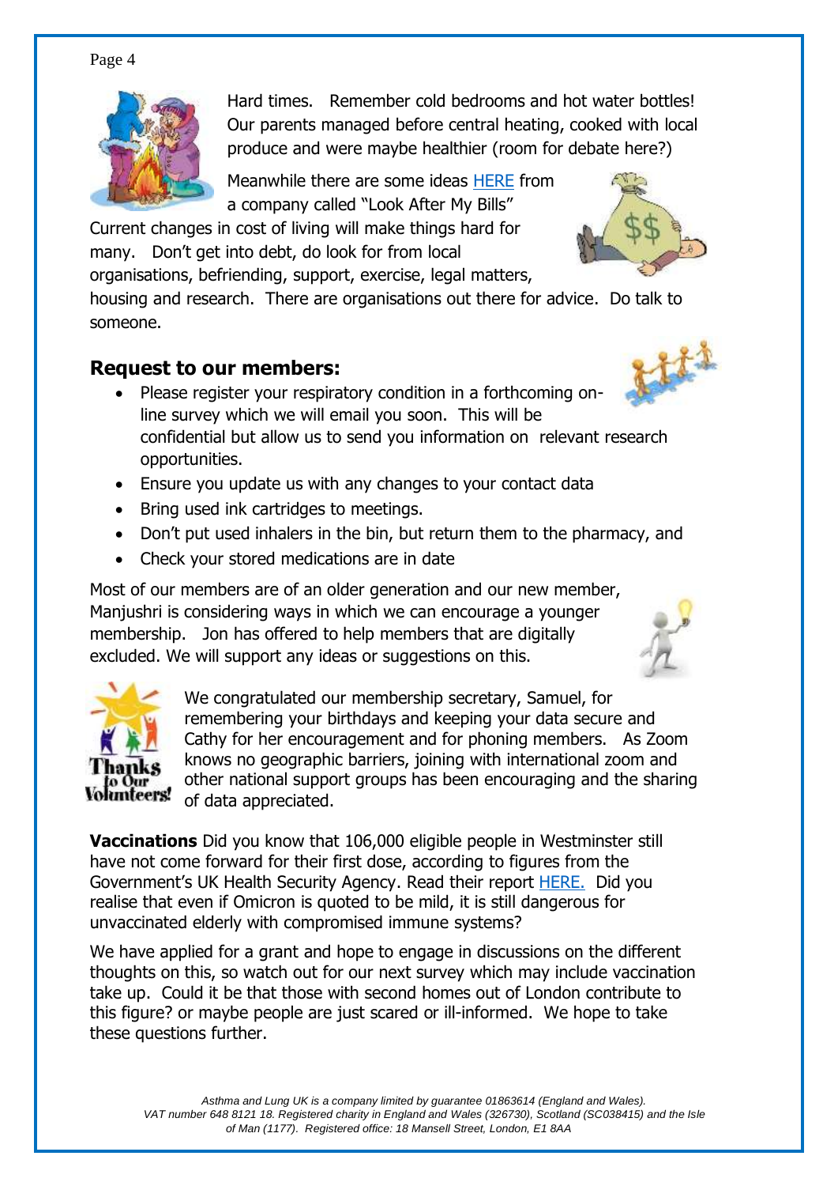Hard times. Remember cold bedrooms and hot water bottles! Our parents managed before central heating, cooked with local produce and were maybe healthier (room for debate here?)

Meanwhile there are some ideas HERE from a company called "Look After My Bills"

Current changes in cost of living will make things hard for many. Don't get into debt, do look for from local organisations, befriending, support, exercise, legal matters, housing and research. There are organisations out there for advice. Do talk to someone.

## Request to our members:

- Please register your respiratory condition in a forthcoming on-line survey which we will email you soon. This will be confidential but allow us to send you information on relevant research opportunities.
- Ensure you update us with any changes to your contact data
- Bring used ink cartridges to meetings.
- Don't put used inhalers in the bin, but return them to the pharmacy, and
- Check your stored medications are in date

Most of our members are of an older generation and our new member, Manjushri is considering ways in which we can encourage a younger membership. Jon has offered to help members that are digitally excluded. We will support any ideas or suggestions on this.

We congratulated our membership secretary, Samuel, for remembering your birthdays and keeping your data secure and Cathy for her encouragement and for phoning members. As Zoom knows no geographic barriers, joining with international zoom and other national support groups has been encouraging and the sharing of data appreciated.

**Vaccinations** Did you know that 106,000 eligible people in Westminster still have not come forward for their first dose, according to figures from the Government's UK Health Security Agency. Read their report HERE. Did you realise that even if Omicron is quoted to be mild, it is still dangerous for unvaccinated elderly with compromised immune systems?

We have applied for a grant and hope to engage in discussions on the different thoughts on this, so watch out for our next survey which may include vaccination take up. Could it be that those with second homes out of London contribute to this figure? or maybe people are just scared or ill-informed. We hope to take these questions further.

*Asthma and Lung UK is a company limited by guarantee 01863614 (England and Wales). VAT number 648 8121 18. Registered charity in England and Wales (326730), Scotland (SC038415) and the Isle of Man (1177). Registered office: 18 Mansell Street, London, E1 8AA*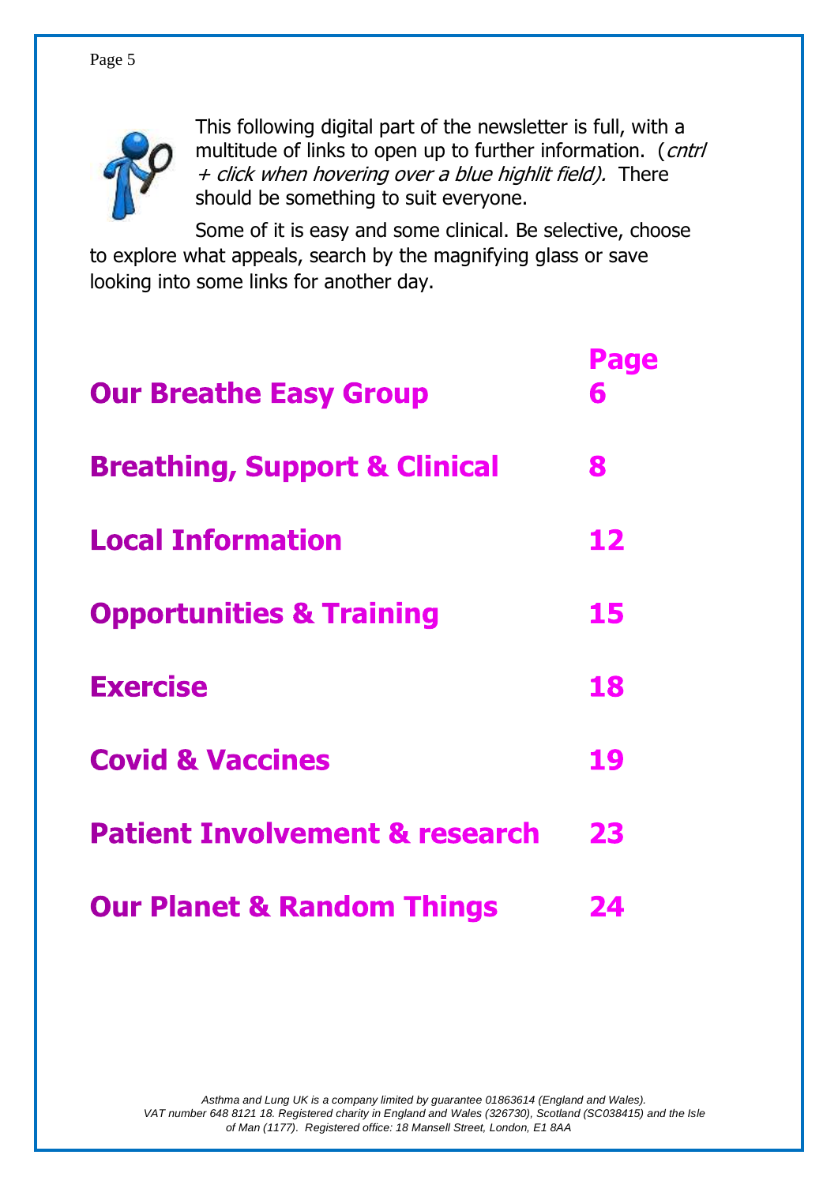This following digital part of the newsletter is full, with a multitude of links to open up to further information. (*cntrl + click when hovering over a blue highlit field).* There should be something to suit everyone.

Some of it is easy and some clinical. Be selective, choose to explore what appeals, search by the magnifying glass or save looking into some links for another day.

| | **Page** |
|---|---|
| **Our Breathe Easy Group** | **6** |
| **Breathing, Support & Clinical** | **8** |
| **Local Information** | **12** |
| **Opportunities & Training** | **15** |
| **Exercise** | **18** |
| **Covid & Vaccines** | **19** |
| **Patient Involvement & research** | **23** |
| **Our Planet & Random Things** | **24** |

*Asthma and Lung UK is a company limited by guarantee 01863614 (England and Wales). VAT number 648 8121 18. Registered charity in England and Wales (326730), Scotland (SC038415) and the Isle of Man (1177). Registered office: 18 Mansell Street, London, E1 8AA*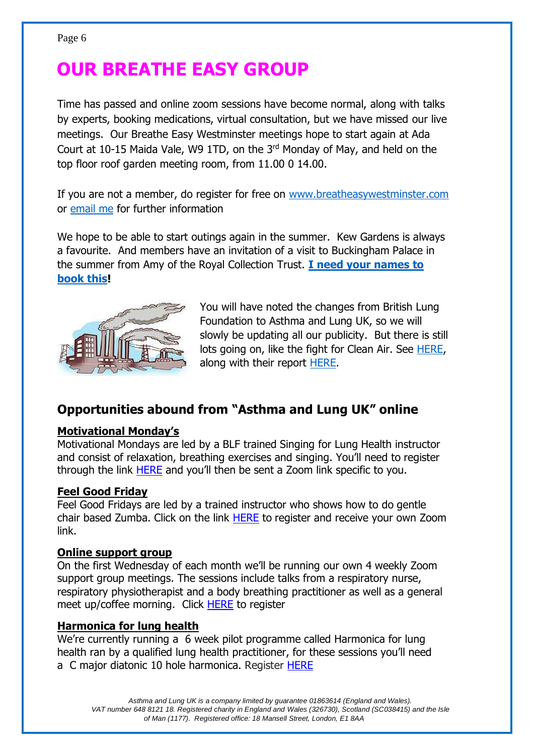# OUR BREATHE EASY GROUP

Time has passed and online zoom sessions have become normal, along with talks by experts, booking medications, virtual consultation, but we have missed our live meetings. Our Breathe Easy Westminster meetings hope to start again at Ada Court at 10-15 Maida Vale, W9 1TD, on the 3rd Monday of May, and held on the top floor roof garden meeting room, from 11.00 0 14.00.

If you are not a member, do register for free on www.breatheasywestminster.com or email me for further information

We hope to be able to start outings again in the summer. Kew Gardens is always a favourite. And members have an invitation of a visit to Buckingham Palace in the summer from Amy of the Royal Collection Trust. **I need your names to book this!**

You will have noted the changes from British Lung Foundation to Asthma and Lung UK, so we will slowly be updating all our publicity. But there is still lots going on, like the fight for Clean Air. See HERE, along with their report HERE.

## Opportunities abound from "Asthma and Lung UK" online

**Motivational Monday's**

Motivational Mondays are led by a BLF trained Singing for Lung Health instructor and consist of relaxation, breathing exercises and singing. You'll need to register through the link HERE and you'll then be sent a Zoom link specific to you.

**Feel Good Friday**

Feel Good Fridays are led by a trained instructor who shows how to do gentle chair based Zumba. Click on the link HERE to register and receive your own Zoom link.

**Online support group**

On the first Wednesday of each month we'll be running our own 4 weekly Zoom support group meetings. The sessions include talks from a respiratory nurse, respiratory physiotherapist and a body breathing practitioner as well as a general meet up/coffee morning. Click HERE to register

**Harmonica for lung health**

We're currently running a 6 week pilot programme called Harmonica for lung health ran by a qualified lung health practitioner, for these sessions you'll need a C major diatonic 10 hole harmonica. Register HERE

*Asthma and Lung UK is a company limited by guarantee 01863614 (England and Wales). VAT number 648 8121 18. Registered charity in England and Wales (326730), Scotland (SC038415) and the Isle of Man (1177). Registered office: 18 Mansell Street, London, E1 8AA*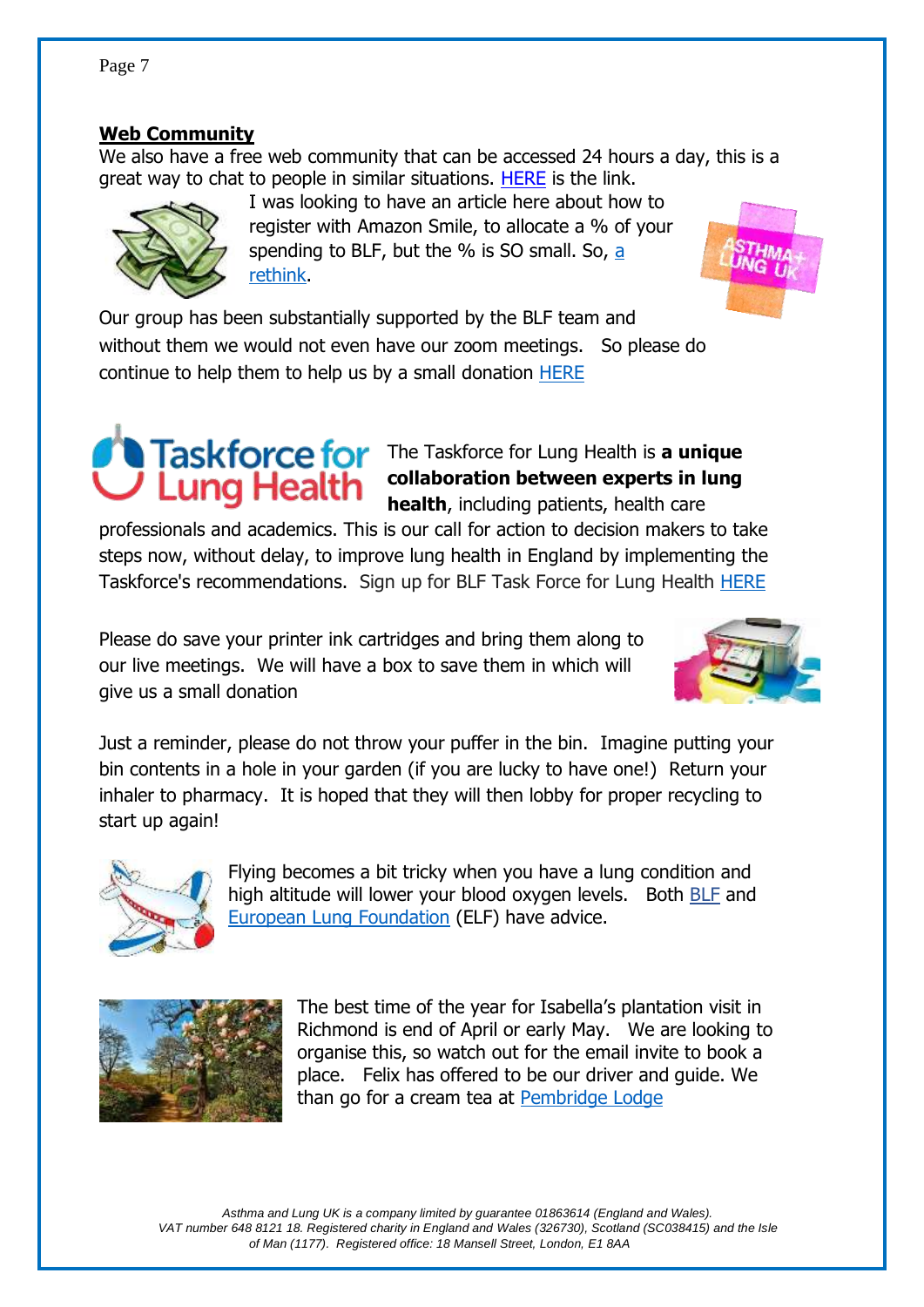## Web Community

We also have a free web community that can be accessed 24 hours a day, this is a great way to chat to people in similar situations. HERE is the link.

I was looking to have an article here about how to register with Amazon Smile, to allocate a % of your spending to BLF, but the % is SO small. So, a rethink.

Our group has been substantially supported by the BLF team and without them we would not even have our zoom meetings. So please do continue to help them to help us by a small donation HERE

Taskforce for Lung Health

The Taskforce for Lung Health is **a unique collaboration between experts in lung health**, including patients, health care professionals and academics. This is our call for action to decision makers to take steps now, without delay, to improve lung health in England by implementing the Taskforce's recommendations. Sign up for BLF Task Force for Lung Health HERE

Please do save your printer ink cartridges and bring them along to our live meetings. We will have a box to save them in which will give us a small donation

Just a reminder, please do not throw your puffer in the bin. Imagine putting your bin contents in a hole in your garden (if you are lucky to have one!) Return your inhaler to pharmacy. It is hoped that they will then lobby for proper recycling to start up again!

Flying becomes a bit tricky when you have a lung condition and high altitude will lower your blood oxygen levels. Both BLF and European Lung Foundation (ELF) have advice.

The best time of the year for Isabella's plantation visit in Richmond is end of April or early May. We are looking to organise this, so watch out for the email invite to book a place. Felix has offered to be our driver and guide. We than go for a cream tea at Pembridge Lodge

*Asthma and Lung UK is a company limited by guarantee 01863614 (England and Wales). VAT number 648 8121 18. Registered charity in England and Wales (326730), Scotland (SC038415) and the Isle of Man (1177). Registered office: 18 Mansell Street, London, E1 8AA*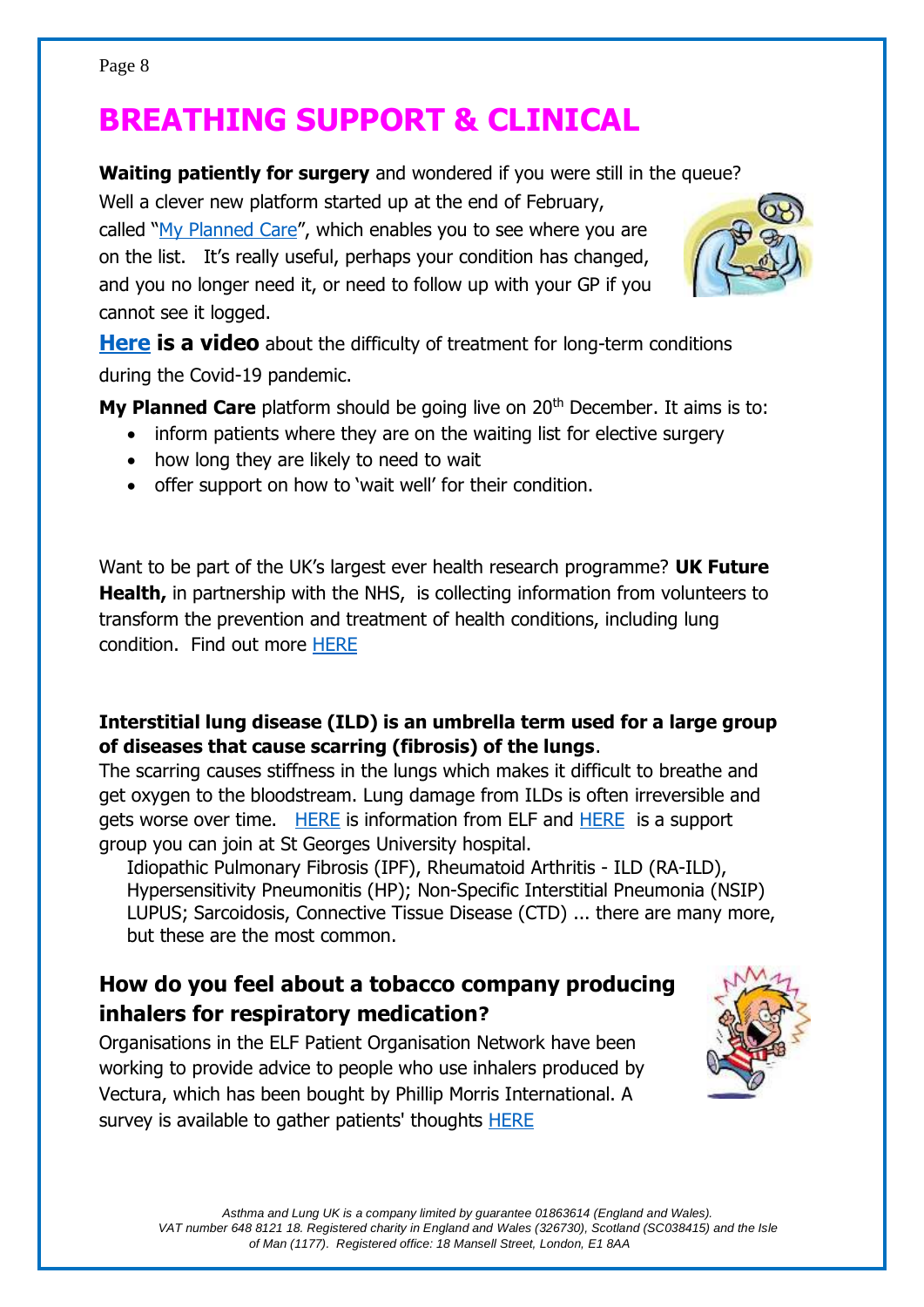# BREATHING SUPPORT & CLINICAL

**Waiting patiently for surgery** and wondered if you were still in the queue? Well a clever new platform started up at the end of February, called "My Planned Care", which enables you to see where you are on the list. It's really useful, perhaps your condition has changed, and you no longer need it, or need to follow up with your GP if you cannot see it logged.

**Here is a video** about the difficulty of treatment for long-term conditions during the Covid-19 pandemic.

**My Planned Care** platform should be going live on 20th December. It aims is to:

- inform patients where they are on the waiting list for elective surgery
- how long they are likely to need to wait
- offer support on how to 'wait well' for their condition.

Want to be part of the UK's largest ever health research programme? **UK Future Health,** in partnership with the NHS, is collecting information from volunteers to transform the prevention and treatment of health conditions, including lung condition. Find out more HERE

**Interstitial lung disease (ILD) is an umbrella term used for a large group of diseases that cause scarring (fibrosis) of the lungs**.

The scarring causes stiffness in the lungs which makes it difficult to breathe and get oxygen to the bloodstream. Lung damage from ILDs is often irreversible and gets worse over time. HERE is information from ELF and HERE is a support group you can join at St Georges University hospital.

Idiopathic Pulmonary Fibrosis (IPF), Rheumatoid Arthritis - ILD (RA-ILD), Hypersensitivity Pneumonitis (HP); Non-Specific Interstitial Pneumonia (NSIP) LUPUS; Sarcoidosis, Connective Tissue Disease (CTD) ... there are many more, but these are the most common.

## How do you feel about a tobacco company producing inhalers for respiratory medication?

Organisations in the ELF Patient Organisation Network have been working to provide advice to people who use inhalers produced by Vectura, which has been bought by Phillip Morris International. A survey is available to gather patients' thoughts HERE

*Asthma and Lung UK is a company limited by guarantee 01863614 (England and Wales). VAT number 648 8121 18. Registered charity in England and Wales (326730), Scotland (SC038415) and the Isle of Man (1177). Registered office: 18 Mansell Street, London, E1 8AA*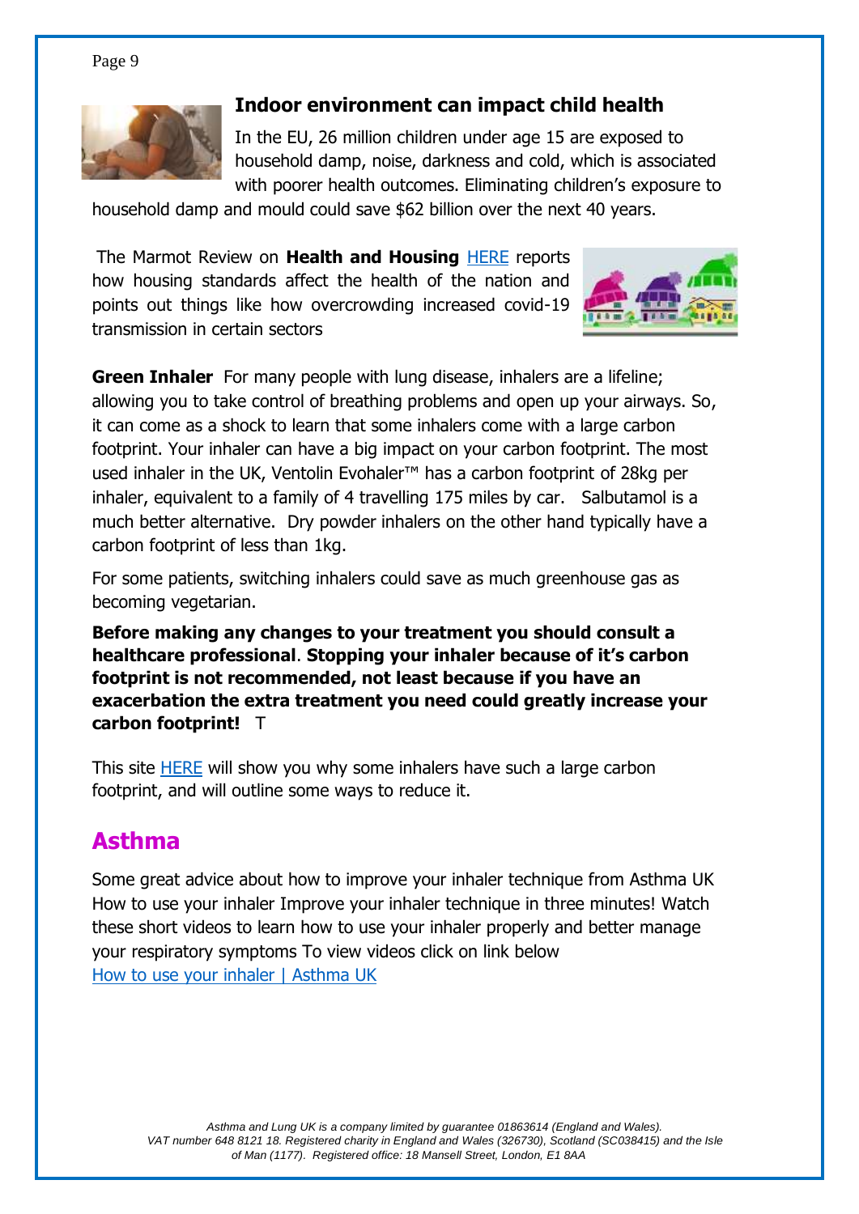### Indoor environment can impact child health

In the EU, 26 million children under age 15 are exposed to household damp, noise, darkness and cold, which is associated with poorer health outcomes. Eliminating children's exposure to household damp and mould could save $62 billion over the next 40 years.

The Marmot Review on **Health and Housing** HERE reports how housing standards affect the health of the nation and points out things like how overcrowding increased covid-19 transmission in certain sectors

**Green Inhaler** For many people with lung disease, inhalers are a lifeline; allowing you to take control of breathing problems and open up your airways. So, it can come as a shock to learn that some inhalers come with a large carbon footprint. Your inhaler can have a big impact on your carbon footprint. The most used inhaler in the UK, Ventolin Evohaler™ has a carbon footprint of 28kg per inhaler, equivalent to a family of 4 travelling 175 miles by car. Salbutamol is a much better alternative. Dry powder inhalers on the other hand typically have a carbon footprint of less than 1kg.

For some patients, switching inhalers could save as much greenhouse gas as becoming vegetarian.

**Before making any changes to your treatment you should consult a healthcare professional**. **Stopping your inhaler because of it's carbon footprint is not recommended, not least because if you have an exacerbation the extra treatment you need could greatly increase your carbon footprint!** T

This site HERE will show you why some inhalers have such a large carbon footprint, and will outline some ways to reduce it.

## Asthma

Some great advice about how to improve your inhaler technique from Asthma UK How to use your inhaler Improve your inhaler technique in three minutes! Watch these short videos to learn how to use your inhaler properly and better manage your respiratory symptoms To view videos click on link below
How to use your inhaler | Asthma UK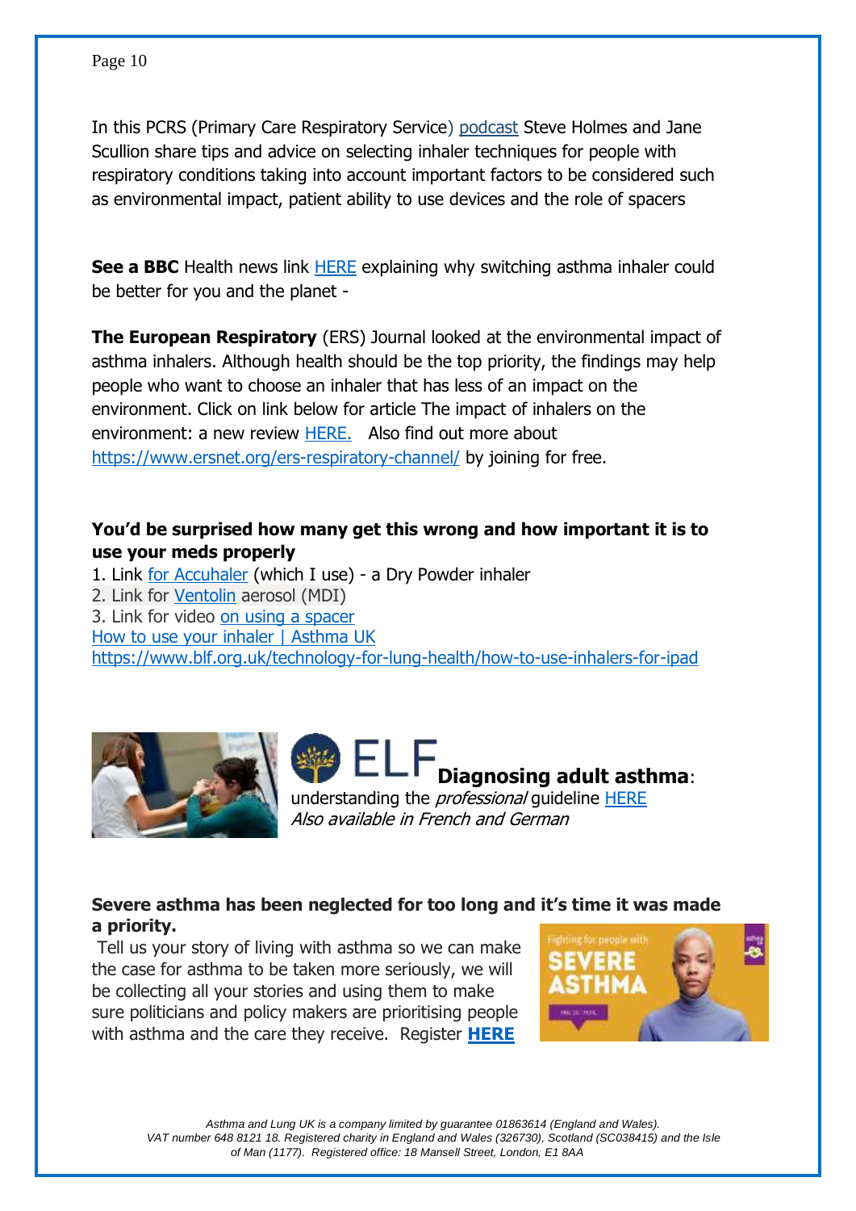In this PCRS (Primary Care Respiratory Service) podcast Steve Holmes and Jane Scullion share tips and advice on selecting inhaler techniques for people with respiratory conditions taking into account important factors to be considered such as environmental impact, patient ability to use devices and the role of spacers

**See a BBC** Health news link HERE explaining why switching asthma inhaler could be better for you and the planet -

**The European Respiratory** (ERS) Journal looked at the environmental impact of asthma inhalers. Although health should be the top priority, the findings may help people who want to choose an inhaler that has less of an impact on the environment. Click on link below for article The impact of inhalers on the environment: a new review HERE. Also find out more about https://www.ersnet.org/ers-respiratory-channel/ by joining for free.

**You'd be surprised how many get this wrong and how important it is to use your meds properly**

1. Link for Accuhaler (which I use) - a Dry Powder inhaler
2. Link for Ventolin aerosol (MDI)
3. Link for video on using a spacer

How to use your inhaler | Asthma UK
https://www.blf.org.uk/technology-for-lung-health/how-to-use-inhalers-for-ipad

ELF **Diagnosing adult asthma**: understanding the *professional* guideline HERE
*Also available in French and German*

**Severe asthma has been neglected for too long and it's time it was made a priority.**

Tell us your story of living with asthma so we can make the case for asthma to be taken more seriously, we will be collecting all your stories and using them to make sure politicians and policy makers are prioritising people with asthma and the care they receive. Register **HERE**

*Asthma and Lung UK is a company limited by guarantee 01863614 (England and Wales). VAT number 648 8121 18. Registered charity in England and Wales (326730), Scotland (SC038415) and the Isle of Man (1177). Registered office: 18 Mansell Street, London, E1 8AA*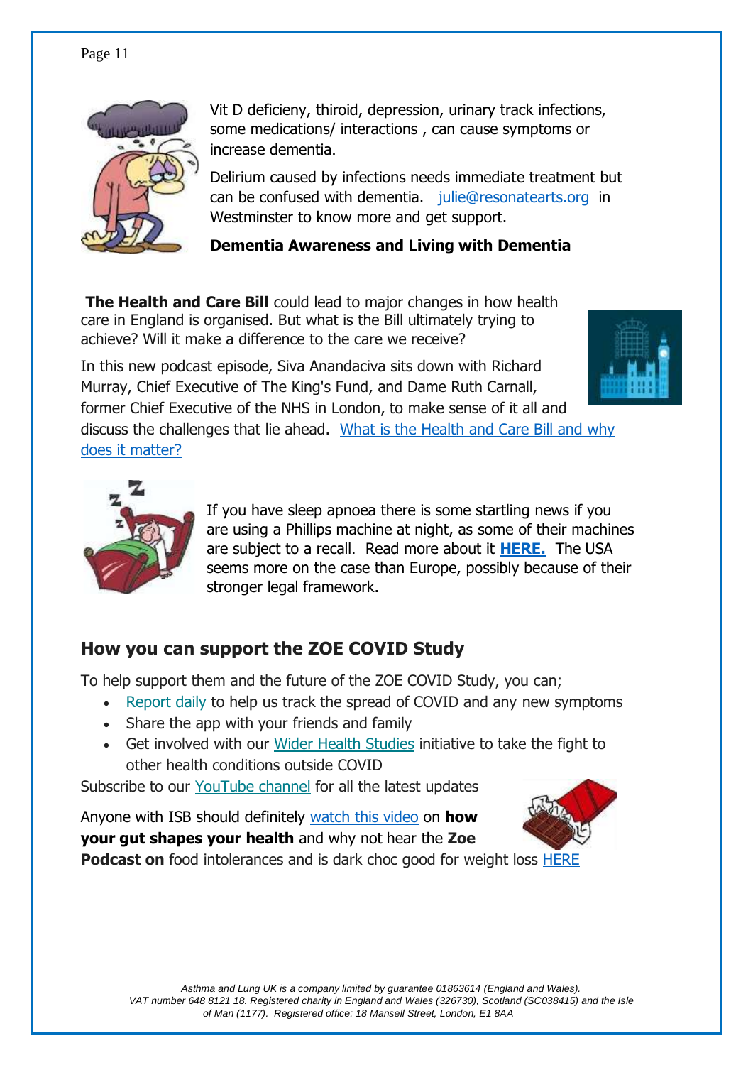Vit D deficieny, thiroid, depression, urinary track infections, some medications/ interactions , can cause symptoms or increase dementia.

Delirium caused by infections needs immediate treatment but can be confused with dementia. julie@resonatearts.org in Westminster to know more and get support.

**Dementia Awareness and Living with Dementia**

**The Health and Care Bill** could lead to major changes in how health care in England is organised. But what is the Bill ultimately trying to achieve? Will it make a difference to the care we receive?

In this new podcast episode, Siva Anandaciva sits down with Richard Murray, Chief Executive of The King's Fund, and Dame Ruth Carnall, former Chief Executive of the NHS in London, to make sense of it all and discuss the challenges that lie ahead. What is the Health and Care Bill and why does it matter?

If you have sleep apnoea there is some startling news if you are using a Phillips machine at night, as some of their machines are subject to a recall. Read more about it **HERE.** The USA seems more on the case than Europe, possibly because of their stronger legal framework.

## How you can support the ZOE COVID Study

To help support them and the future of the ZOE COVID Study, you can;

- Report daily to help us track the spread of COVID and any new symptoms
- Share the app with your friends and family
- Get involved with our Wider Health Studies initiative to take the fight to other health conditions outside COVID

Subscribe to our YouTube channel for all the latest updates

Anyone with ISB should definitely watch this video on **how your gut shapes your health** and why not hear the **Zoe Podcast on** food intolerances and is dark choc good for weight loss HERE

*Asthma and Lung UK is a company limited by guarantee 01863614 (England and Wales). VAT number 648 8121 18. Registered charity in England and Wales (326730), Scotland (SC038415) and the Isle of Man (1177). Registered office: 18 Mansell Street, London, E1 8AA*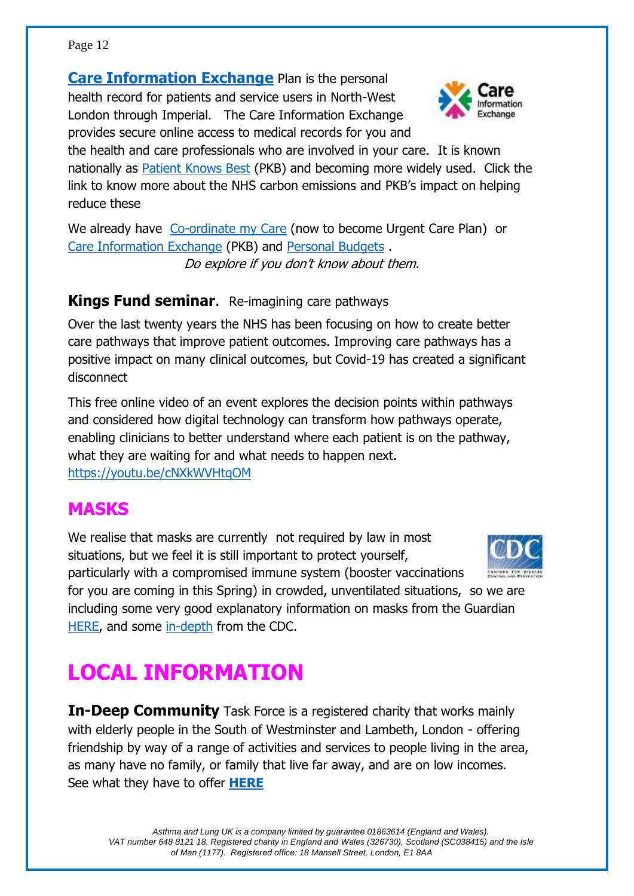**Care Information Exchange** Plan is the personal health record for patients and service users in North-West London through Imperial. The Care Information Exchange provides secure online access to medical records for you and the health and care professionals who are involved in your care. It is known nationally as Patient Knows Best (PKB) and becoming more widely used. Click the link to know more about the NHS carbon emissions and PKB's impact on helping reduce these

We already have Co-ordinate my Care (now to become Urgent Care Plan) or Care Information Exchange (PKB) and Personal Budgets .

*Do explore if you don't know about them.*

**Kings Fund seminar**. Re-imagining care pathways

Over the last twenty years the NHS has been focusing on how to create better care pathways that improve patient outcomes. Improving care pathways has a positive impact on many clinical outcomes, but Covid-19 has created a significant disconnect

This free online video of an event explores the decision points within pathways and considered how digital technology can transform how pathways operate, enabling clinicians to better understand where each patient is on the pathway, what they are waiting for and what needs to happen next.
https://youtu.be/cNXkWVHtqOM

## MASKS

We realise that masks are currently not required by law in most situations, but we feel it is still important to protect yourself, particularly with a compromised immune system (booster vaccinations for you are coming in this Spring) in crowded, unventilated situations, so we are including some very good explanatory information on masks from the Guardian HERE, and some in-depth from the CDC.

# LOCAL INFORMATION

**In-Deep Community** Task Force is a registered charity that works mainly with elderly people in the South of Westminster and Lambeth, London - offering friendship by way of a range of activities and services to people living in the area, as many have no family, or family that live far away, and are on low incomes. See what they have to offer **HERE**

*Asthma and Lung UK is a company limited by guarantee 01863614 (England and Wales). VAT number 648 8121 18. Registered charity in England and Wales (326730), Scotland (SC038415) and the Isle of Man (1177). Registered office: 18 Mansell Street, London, E1 8AA*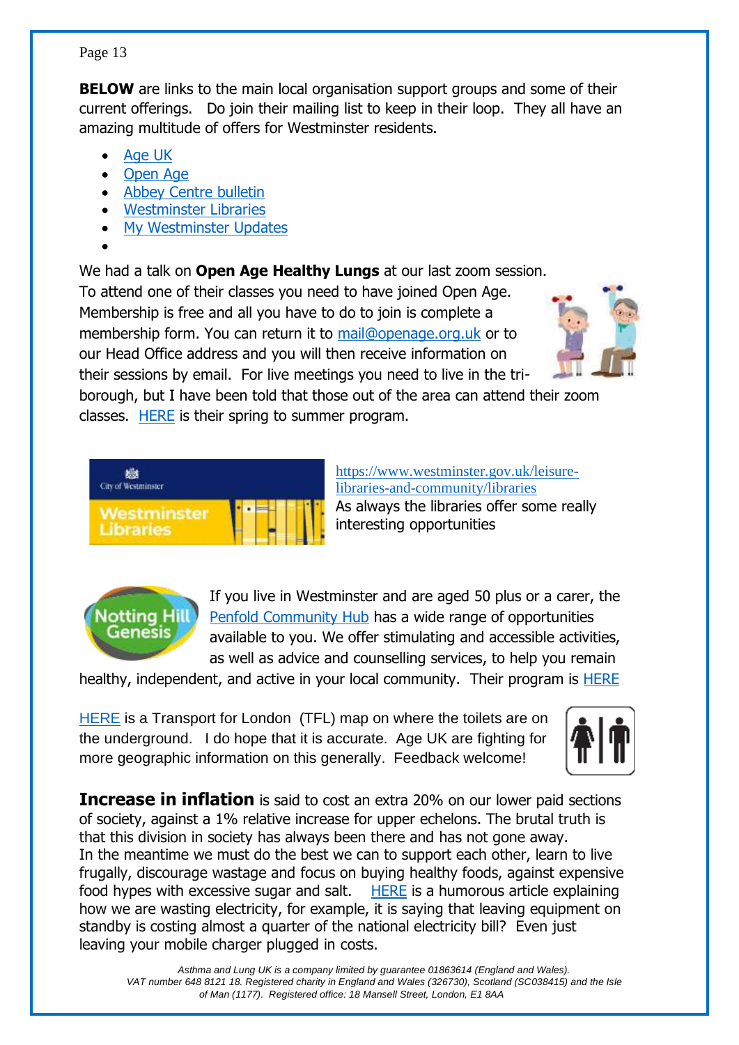**BELOW** are links to the main local organisation support groups and some of their current offerings. Do join their mailing list to keep in their loop. They all have an amazing multitude of offers for Westminster residents.

- Age UK
- Open Age
- Abbey Centre bulletin
- Westminster Libraries
- My Westminster Updates

We had a talk on **Open Age Healthy Lungs** at our last zoom session. To attend one of their classes you need to have joined Open Age. Membership is free and all you have to do to join is complete a membership form. You can return it to mail@openage.org.uk or to our Head Office address and you will then receive information on their sessions by email. For live meetings you need to live in the tri-borough, but I have been told that those out of the area can attend their zoom classes. HERE is their spring to summer program.

https://www.westminster.gov.uk/leisure-libraries-and-community/libraries
As always the libraries offer some really interesting opportunities

If you live in Westminster and are aged 50 plus or a carer, the Penfold Community Hub has a wide range of opportunities available to you. We offer stimulating and accessible activities, as well as advice and counselling services, to help you remain healthy, independent, and active in your local community. Their program is HERE

HERE is a Transport for London (TFL) map on where the toilets are on the underground. I do hope that it is accurate. Age UK are fighting for more geographic information on this generally. Feedback welcome!

**Increase in inflation** is said to cost an extra 20% on our lower paid sections of society, against a 1% relative increase for upper echelons. The brutal truth is that this division in society has always been there and has not gone away.
In the meantime we must do the best we can to support each other, learn to live frugally, discourage wastage and focus on buying healthy foods, against expensive food hypes with excessive sugar and salt. HERE is a humorous article explaining how we are wasting electricity, for example, it is saying that leaving equipment on standby is costing almost a quarter of the national electricity bill? Even just leaving your mobile charger plugged in costs.

*Asthma and Lung UK is a company limited by guarantee 01863614 (England and Wales). VAT number 648 8121 18. Registered charity in England and Wales (326730), Scotland (SC038415) and the Isle of Man (1177). Registered office: 18 Mansell Street, London, E1 8AA*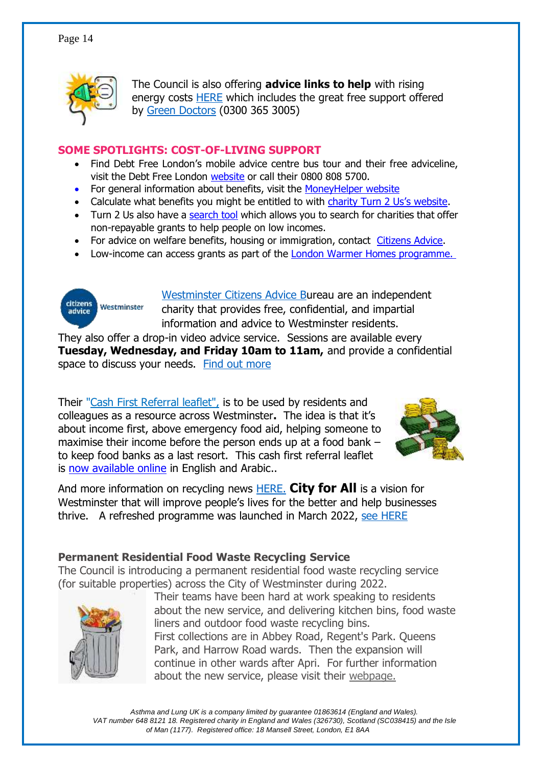The Council is also offering **advice links to help** with rising energy costs HERE which includes the great free support offered by Green Doctors (0300 365 3005)

## SOME SPOTLIGHTS: COST-OF-LIVING SUPPORT

- Find Debt Free London's mobile advice centre bus tour and their free adviceline, visit the Debt Free London website or call their 0800 808 5700.
- For general information about benefits, visit the MoneyHelper website
- Calculate what benefits you might be entitled to with charity Turn 2 Us's website.
- Turn 2 Us also have a search tool which allows you to search for charities that offer non-repayable grants to help people on low incomes.
- For advice on welfare benefits, housing or immigration, contact Citizens Advice.
- Low-income can access grants as part of the London Warmer Homes programme.

Westminster Citizens Advice Bureau are an independent charity that provides free, confidential, and impartial information and advice to Westminster residents.

They also offer a drop-in video advice service. Sessions are available every **Tuesday, Wednesday, and Friday 10am to 11am,** and provide a confidential space to discuss your needs. Find out more

Their "Cash First Referral leaflet", is to be used by residents and colleagues as a resource across Westminster**.** The idea is that it's about income first, above emergency food aid, helping someone to maximise their income before the person ends up at a food bank – to keep food banks as a last resort. This cash first referral leaflet is now available online in English and Arabic..

And more information on recycling news HERE. **City for All** is a vision for Westminster that will improve people's lives for the better and help businesses thrive. A refreshed programme was launched in March 2022, see HERE

### Permanent Residential Food Waste Recycling Service

The Council is introducing a permanent residential food waste recycling service (for suitable properties) across the City of Westminster during 2022.

Their teams have been hard at work speaking to residents about the new service, and delivering kitchen bins, food waste liners and outdoor food waste recycling bins.

First collections are in Abbey Road, Regent's Park. Queens Park, and Harrow Road wards. Then the expansion will continue in other wards after Apri. For further information about the new service, please visit their webpage.

*Asthma and Lung UK is a company limited by guarantee 01863614 (England and Wales). VAT number 648 8121 18. Registered charity in England and Wales (326730), Scotland (SC038415) and the Isle of Man (1177). Registered office: 18 Mansell Street, London, E1 8AA*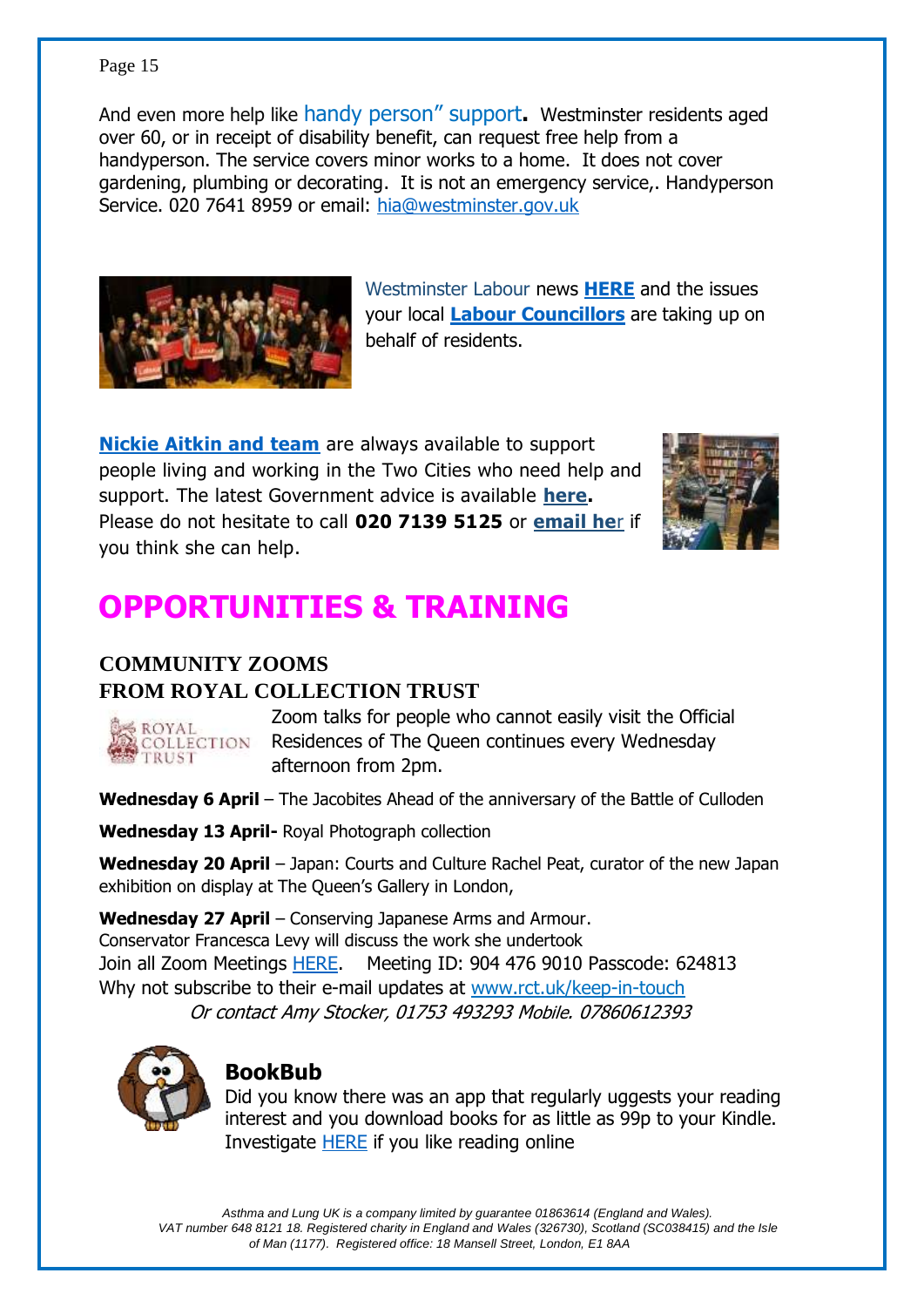And even more help like handy person" support**.** Westminster residents aged over 60, or in receipt of disability benefit, can request free help from a handyperson. The service covers minor works to a home. It does not cover gardening, plumbing or decorating. It is not an emergency service,. Handyperson Service. 020 7641 8959 or email: hia@westminster.gov.uk

Westminster Labour news **HERE** and the issues your local **Labour Councillors** are taking up on behalf of residents.

**Nickie Aitkin and team** are always available to support people living and working in the Two Cities who need help and support. The latest Government advice is available **here.** Please do not hesitate to call **020 7139 5125** or **email her** if you think she can help.

# OPPORTUNITIES & TRAINING

## COMMUNITY ZOOMS FROM ROYAL COLLECTION TRUST

Zoom talks for people who cannot easily visit the Official Residences of The Queen continues every Wednesday afternoon from 2pm.

**Wednesday 6 April** – The Jacobites Ahead of the anniversary of the Battle of Culloden

**Wednesday 13 April-** Royal Photograph collection

**Wednesday 20 April** – Japan: Courts and Culture Rachel Peat, curator of the new Japan exhibition on display at The Queen's Gallery in London,

**Wednesday 27 April** – Conserving Japanese Arms and Armour. Conservator Francesca Levy will discuss the work she undertook

Join all Zoom Meetings HERE. Meeting ID: 904 476 9010 Passcode: 624813

Why not subscribe to their e-mail updates at www.rct.uk/keep-in-touch

*Or contact Amy Stocker, 01753 493293 Mobile. 07860612393*

## BookBub

Did you know there was an app that regularly uggests your reading interest and you download books for as little as 99p to your Kindle. Investigate HERE if you like reading online

*Asthma and Lung UK is a company limited by guarantee 01863614 (England and Wales). VAT number 648 8121 18. Registered charity in England and Wales (326730), Scotland (SC038415) and the Isle of Man (1177). Registered office: 18 Mansell Street, London, E1 8AA*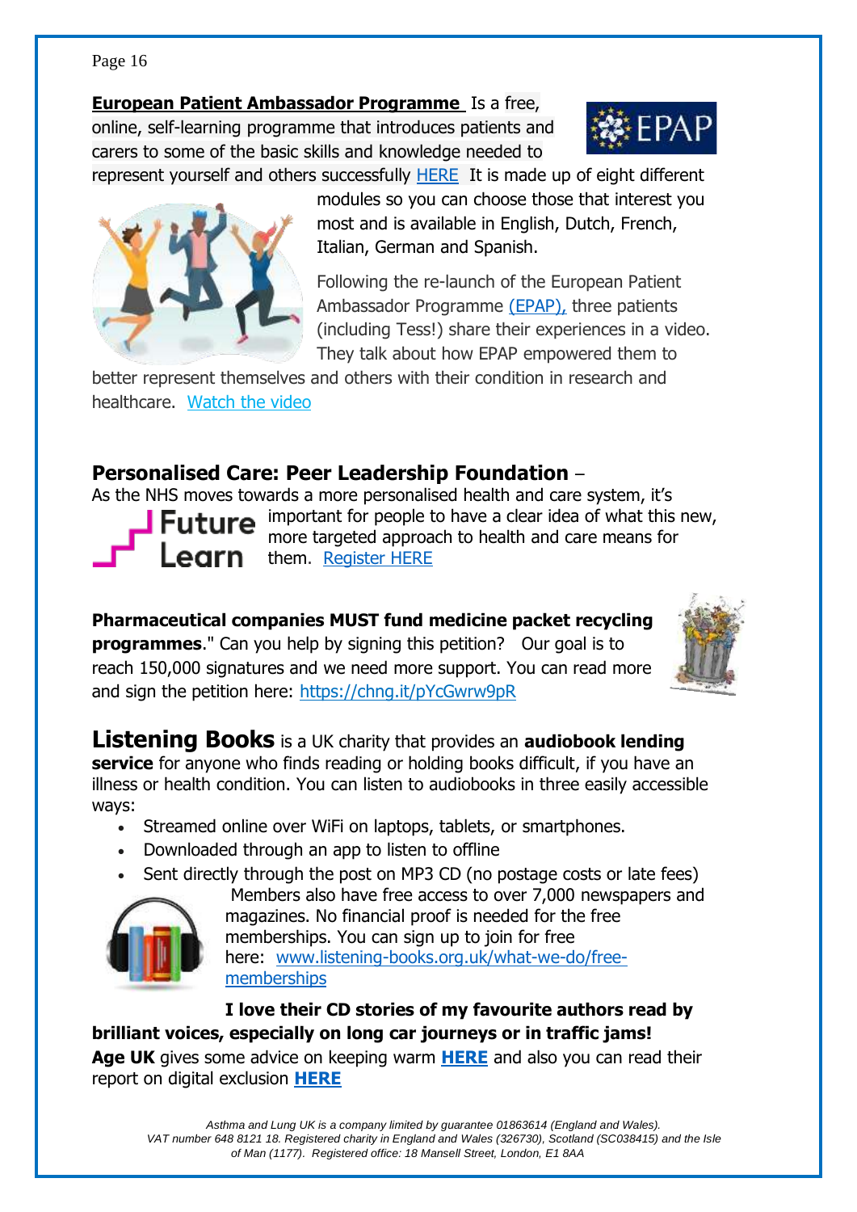**European Patient Ambassador Programme** Is a free, online, self-learning programme that introduces patients and carers to some of the basic skills and knowledge needed to represent yourself and others successfully HERE It is made up of eight different modules so you can choose those that interest you most and is available in English, Dutch, French, Italian, German and Spanish.

Following the re-launch of the European Patient Ambassador Programme (EPAP), three patients (including Tess!) share their experiences in a video. They talk about how EPAP empowered them to better represent themselves and others with their condition in research and healthcare. Watch the video

## Personalised Care: Peer Leadership Foundation –

As the NHS moves towards a more personalised health and care system, it's important for people to have a clear idea of what this new, more targeted approach to health and care means for them. Register HERE

**Pharmaceutical companies MUST fund medicine packet recycling programmes**." Can you help by signing this petition? Our goal is to reach 150,000 signatures and we need more support. You can read more and sign the petition here: https://chng.it/pYcGwrw9pR

**Listening Books** is a UK charity that provides an **audiobook lending service** for anyone who finds reading or holding books difficult, if you have an illness or health condition. You can listen to audiobooks in three easily accessible ways:

- Streamed online over WiFi on laptops, tablets, or smartphones.
- Downloaded through an app to listen to offline
- Sent directly through the post on MP3 CD (no postage costs or late fees)

Members also have free access to over 7,000 newspapers and magazines. No financial proof is needed for the free memberships. You can sign up to join for free here: www.listening-books.org.uk/what-we-do/free-memberships

**I love their CD stories of my favourite authors read by brilliant voices, especially on long car journeys or in traffic jams!**

**Age UK** gives some advice on keeping warm **HERE** and also you can read their report on digital exclusion **HERE**

*Asthma and Lung UK is a company limited by guarantee 01863614 (England and Wales). VAT number 648 8121 18. Registered charity in England and Wales (326730), Scotland (SC038415) and the Isle of Man (1177). Registered office: 18 Mansell Street, London, E1 8AA*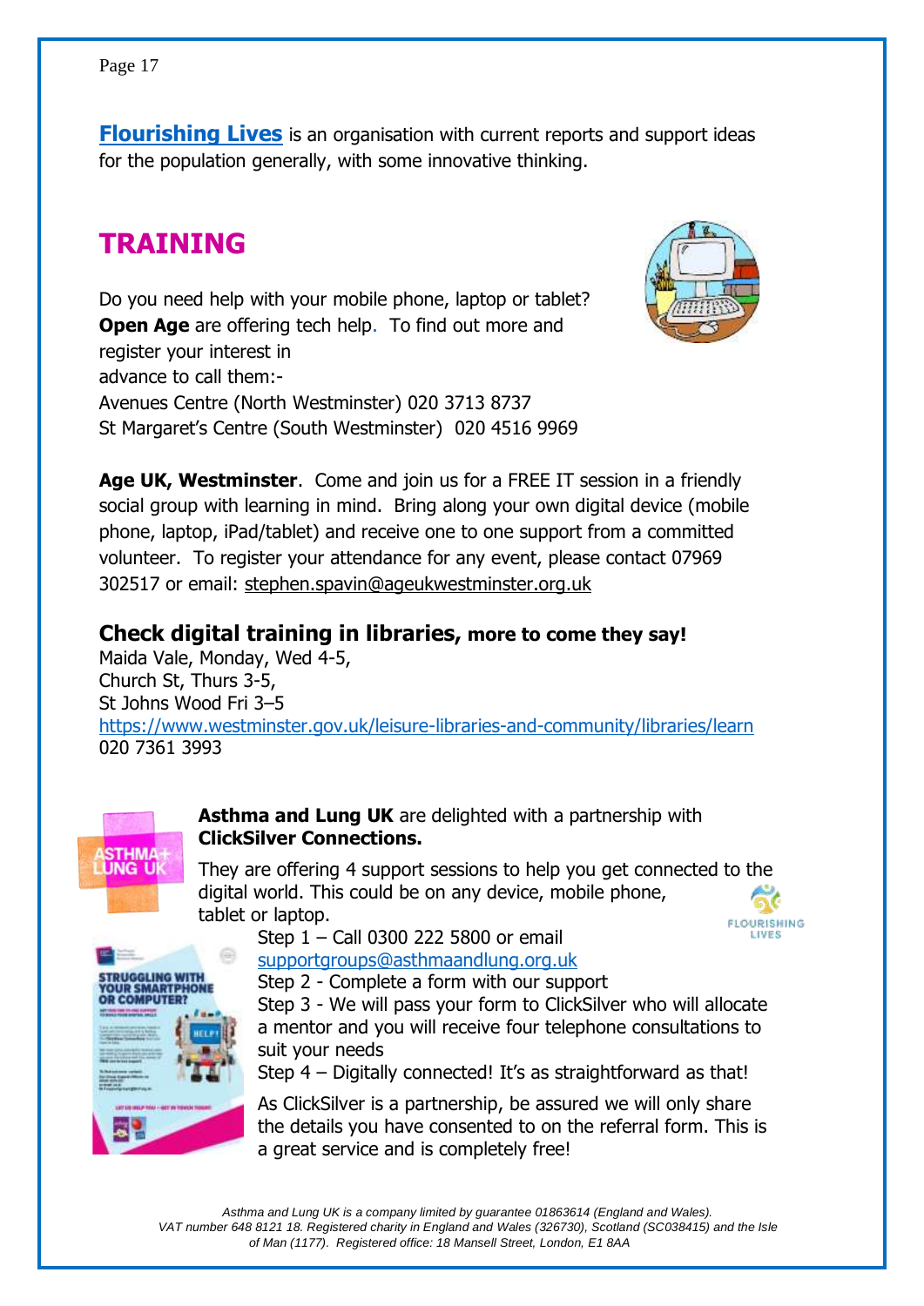[**Flourishing Lives**](#) is an organisation with current reports and support ideas for the population generally, with some innovative thinking.

## TRAINING

Do you need help with your mobile phone, laptop or tablet? **Open Age** are offering tech help. To find out more and register your interest in advance to call them:-

Avenues Centre (North Westminster) 020 3713 8737
St Margaret's Centre (South Westminster) 020 4516 9969

**Age UK, Westminster**. Come and join us for a FREE IT session in a friendly social group with learning in mind. Bring along your own digital device (mobile phone, laptop, iPad/tablet) and receive one to one support from a committed volunteer. To register your attendance for any event, please contact 07969 302517 or email: stephen.spavin@ageukwestminster.org.uk

### Check digital training in libraries, more to come they say!

Maida Vale, Monday, Wed 4-5,
Church St, Thurs 3-5,
St Johns Wood Fri 3–5
https://www.westminster.gov.uk/leisure-libraries-and-community/libraries/learn
020 7361 3993

**Asthma and Lung UK** are delighted with a partnership with **ClickSilver Connections.**

They are offering 4 support sessions to help you get connected to the digital world. This could be on any device, mobile phone, tablet or laptop.

Step 1 – Call 0300 222 5800 or email supportgroups@asthmaandlung.org.uk
Step 2 - Complete a form with our support
Step 3 - We will pass your form to ClickSilver who will allocate a mentor and you will receive four telephone consultations to suit your needs
Step 4 – Digitally connected! It's as straightforward as that!

As ClickSilver is a partnership, be assured we will only share the details you have consented to on the referral form. This is a great service and is completely free!

*Asthma and Lung UK is a company limited by guarantee 01863614 (England and Wales). VAT number 648 8121 18. Registered charity in England and Wales (326730), Scotland (SC038415) and the Isle of Man (1177). Registered office: 18 Mansell Street, London, E1 8AA*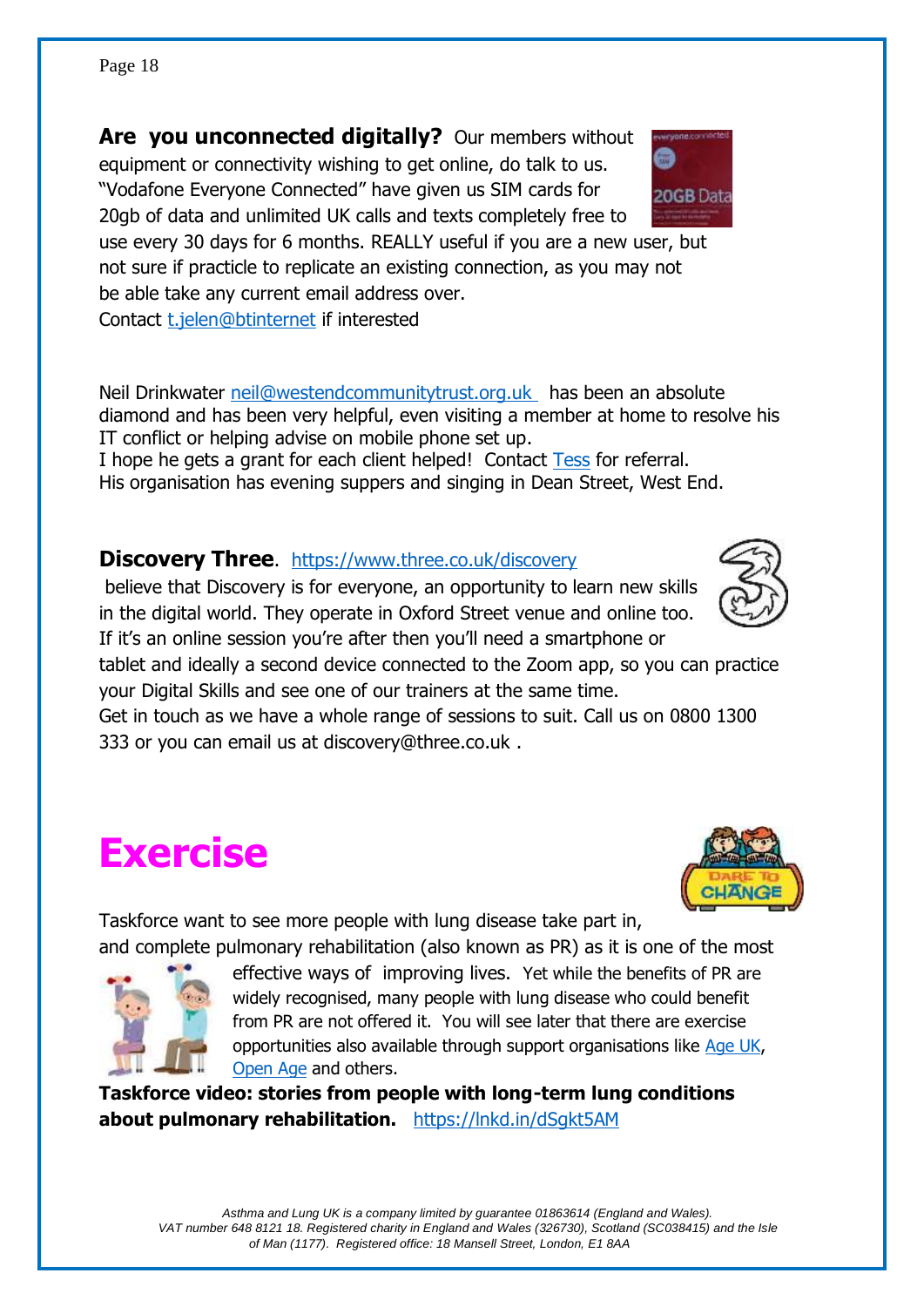**Are you unconnected digitally?** Our members without equipment or connectivity wishing to get online, do talk to us. "Vodafone Everyone Connected" have given us SIM cards for 20gb of data and unlimited UK calls and texts completely free to use every 30 days for 6 months. REALLY useful if you are a new user, but not sure if practicle to replicate an existing connection, as you may not be able take any current email address over.
Contact t.jelen@btinternet if interested

Neil Drinkwater neil@westendcommunitytrust.org.uk has been an absolute diamond and has been very helpful, even visiting a member at home to resolve his IT conflict or helping advise on mobile phone set up.
I hope he gets a grant for each client helped! Contact Tess for referral.
His organisation has evening suppers and singing in Dean Street, West End.

**Discovery Three**. https://www.three.co.uk/discovery
believe that Discovery is for everyone, an opportunity to learn new skills in the digital world. They operate in Oxford Street venue and online too. If it's an online session you're after then you'll need a smartphone or tablet and ideally a second device connected to the Zoom app, so you can practice your Digital Skills and see one of our trainers at the same time.
Get in touch as we have a whole range of sessions to suit. Call us on 0800 1300 333 or you can email us at discovery@three.co.uk .

# Exercise

Taskforce want to see more people with lung disease take part in, and complete pulmonary rehabilitation (also known as PR) as it is one of the most effective ways of improving lives. Yet while the benefits of PR are widely recognised, many people with lung disease who could benefit from PR are not offered it. You will see later that there are exercise opportunities also available through support organisations like Age UK, Open Age and others.

**Taskforce video: stories from people with long-term lung conditions about pulmonary rehabilitation.** https://lnkd.in/dSgkt5AM

*Asthma and Lung UK is a company limited by guarantee 01863614 (England and Wales). VAT number 648 8121 18. Registered charity in England and Wales (326730), Scotland (SC038415) and the Isle of Man (1177). Registered office: 18 Mansell Street, London, E1 8AA*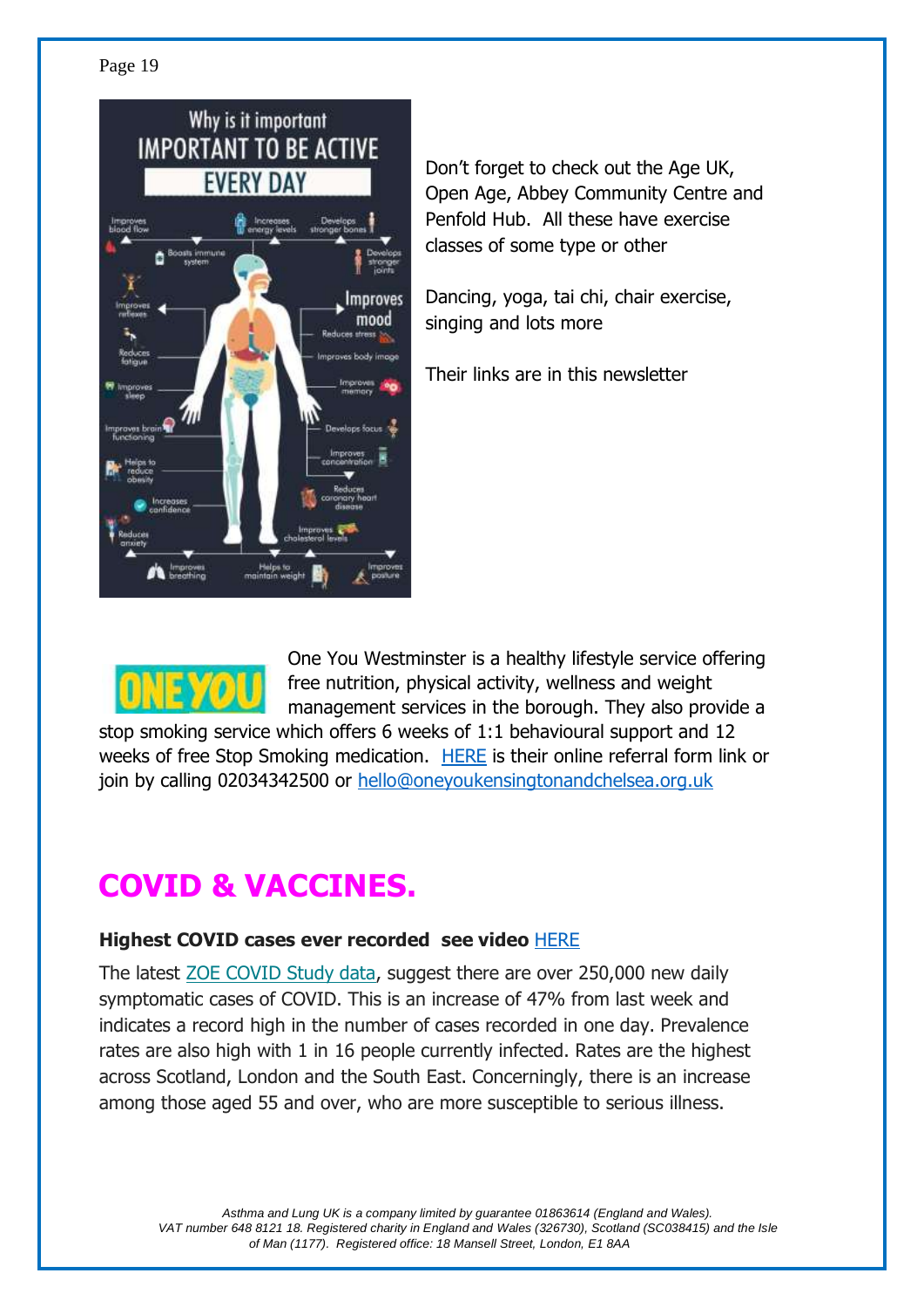Don't forget to check out the Age UK, Open Age, Abbey Community Centre and Penfold Hub. All these have exercise classes of some type or other

Dancing, yoga, tai chi, chair exercise, singing and lots more

Their links are in this newsletter

One You Westminster is a healthy lifestyle service offering free nutrition, physical activity, wellness and weight management services in the borough. They also provide a stop smoking service which offers 6 weeks of 1:1 behavioural support and 12 weeks of free Stop Smoking medication. HERE is their online referral form link or join by calling 02034342500 or hello@oneyoukensingtonandchelsea.org.uk

# COVID & VACCINES.

**Highest COVID cases ever recorded see video** HERE

The latest ZOE COVID Study data, suggest there are over 250,000 new daily symptomatic cases of COVID. This is an increase of 47% from last week and indicates a record high in the number of cases recorded in one day. Prevalence rates are also high with 1 in 16 people currently infected. Rates are the highest across Scotland, London and the South East. Concerningly, there is an increase among those aged 55 and over, who are more susceptible to serious illness.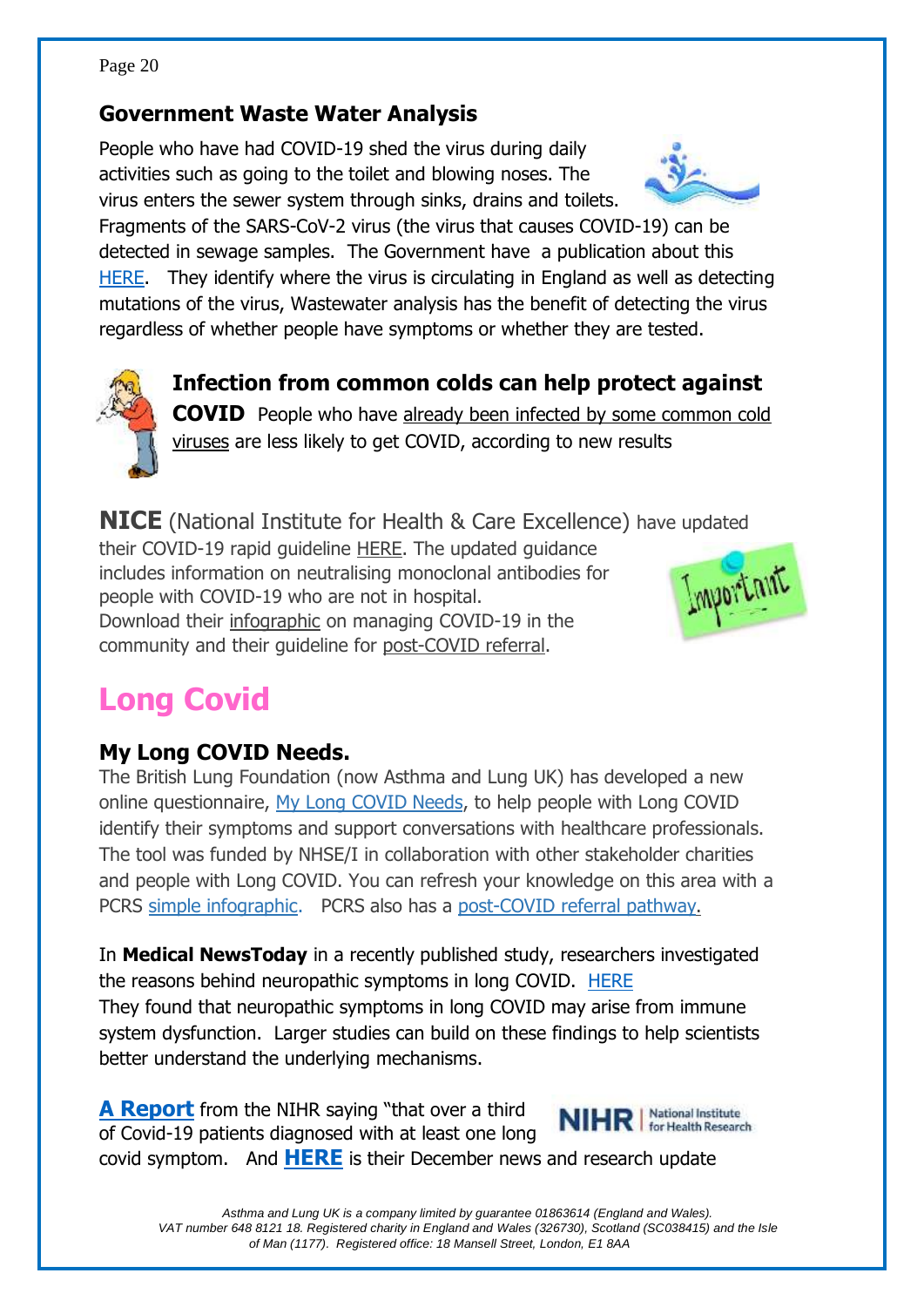## Government Waste Water Analysis

People who have had COVID-19 shed the virus during daily activities such as going to the toilet and blowing noses. The virus enters the sewer system through sinks, drains and toilets. Fragments of the SARS-CoV-2 virus (the virus that causes COVID-19) can be detected in sewage samples. The Government have a publication about this HERE. They identify where the virus is circulating in England as well as detecting mutations of the virus, Wastewater analysis has the benefit of detecting the virus regardless of whether people have symptoms or whether they are tested.

**Infection from common colds can help protect against COVID** People who have already been infected by some common cold viruses are less likely to get COVID, according to new results

**NICE** (National Institute for Health & Care Excellence) have updated their COVID-19 rapid guideline HERE. The updated guidance includes information on neutralising monoclonal antibodies for people with COVID-19 who are not in hospital. Download their infographic on managing COVID-19 in the community and their guideline for post-COVID referral.

# Long Covid

## My Long COVID Needs.

The British Lung Foundation (now Asthma and Lung UK) has developed a new online questionnaire, My Long COVID Needs, to help people with Long COVID identify their symptoms and support conversations with healthcare professionals. The tool was funded by NHSE/I in collaboration with other stakeholder charities and people with Long COVID. You can refresh your knowledge on this area with a PCRS simple infographic. PCRS also has a post-COVID referral pathway.

In **Medical NewsToday** in a recently published study, researchers investigated the reasons behind neuropathic symptoms in long COVID. HERE
They found that neuropathic symptoms in long COVID may arise from immune system dysfunction. Larger studies can build on these findings to help scientists better understand the underlying mechanisms.

**A Report** from the NIHR saying "that over a third of Covid-19 patients diagnosed with at least one long covid symptom. And **HERE** is their December news and research update

*Asthma and Lung UK is a company limited by guarantee 01863614 (England and Wales). VAT number 648 8121 18. Registered charity in England and Wales (326730), Scotland (SC038415) and the Isle of Man (1177). Registered office: 18 Mansell Street, London, E1 8AA*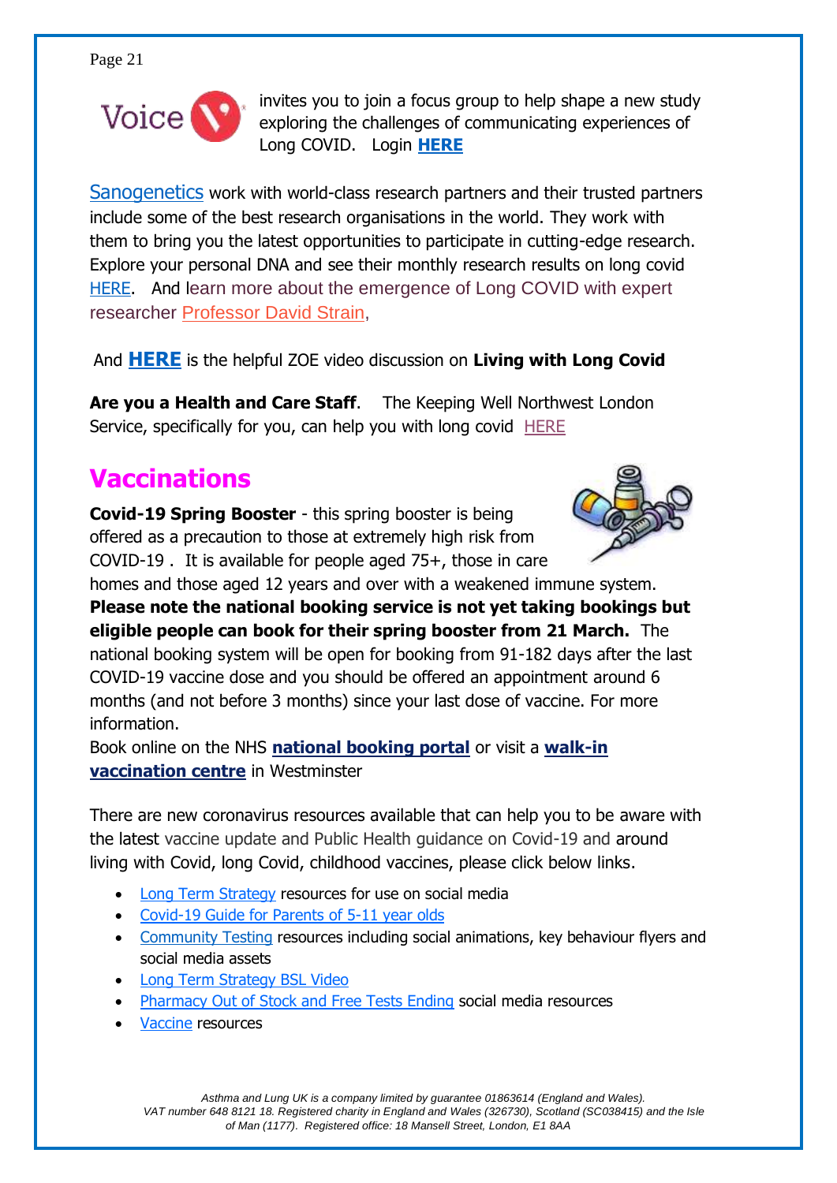Voice invites you to join a focus group to help shape a new study exploring the challenges of communicating experiences of Long COVID. Login **HERE**

Sanogenetics work with world-class research partners and their trusted partners include some of the best research organisations in the world. They work with them to bring you the latest opportunities to participate in cutting-edge research. Explore your personal DNA and see their monthly research results on long covid HERE. And learn more about the emergence of Long COVID with expert researcher Professor David Strain,

And **HERE** is the helpful ZOE video discussion on **Living with Long Covid**

**Are you a Health and Care Staff**. The Keeping Well Northwest London Service, specifically for you, can help you with long covid HERE

## Vaccinations

**Covid-19 Spring Booster** - this spring booster is being offered as a precaution to those at extremely high risk from COVID-19 . It is available for people aged 75+, those in care homes and those aged 12 years and over with a weakened immune system. **Please note the national booking service is not yet taking bookings but eligible people can book for their spring booster from 21 March.** The national booking system will be open for booking from 91-182 days after the last COVID-19 vaccine dose and you should be offered an appointment around 6 months (and not before 3 months) since your last dose of vaccine. For more information.

Book online on the NHS **national booking portal** or visit a **walk-in vaccination centre** in Westminster

There are new coronavirus resources available that can help you to be aware with the latest vaccine update and Public Health guidance on Covid-19 and around living with Covid, long Covid, childhood vaccines, please click below links.

- Long Term Strategy resources for use on social media
- Covid-19 Guide for Parents of 5-11 year olds
- Community Testing resources including social animations, key behaviour flyers and social media assets
- Long Term Strategy BSL Video
- Pharmacy Out of Stock and Free Tests Ending social media resources
- Vaccine resources

*Asthma and Lung UK is a company limited by guarantee 01863614 (England and Wales). VAT number 648 8121 18. Registered charity in England and Wales (326730), Scotland (SC038415) and the Isle of Man (1177). Registered office: 18 Mansell Street, London, E1 8AA*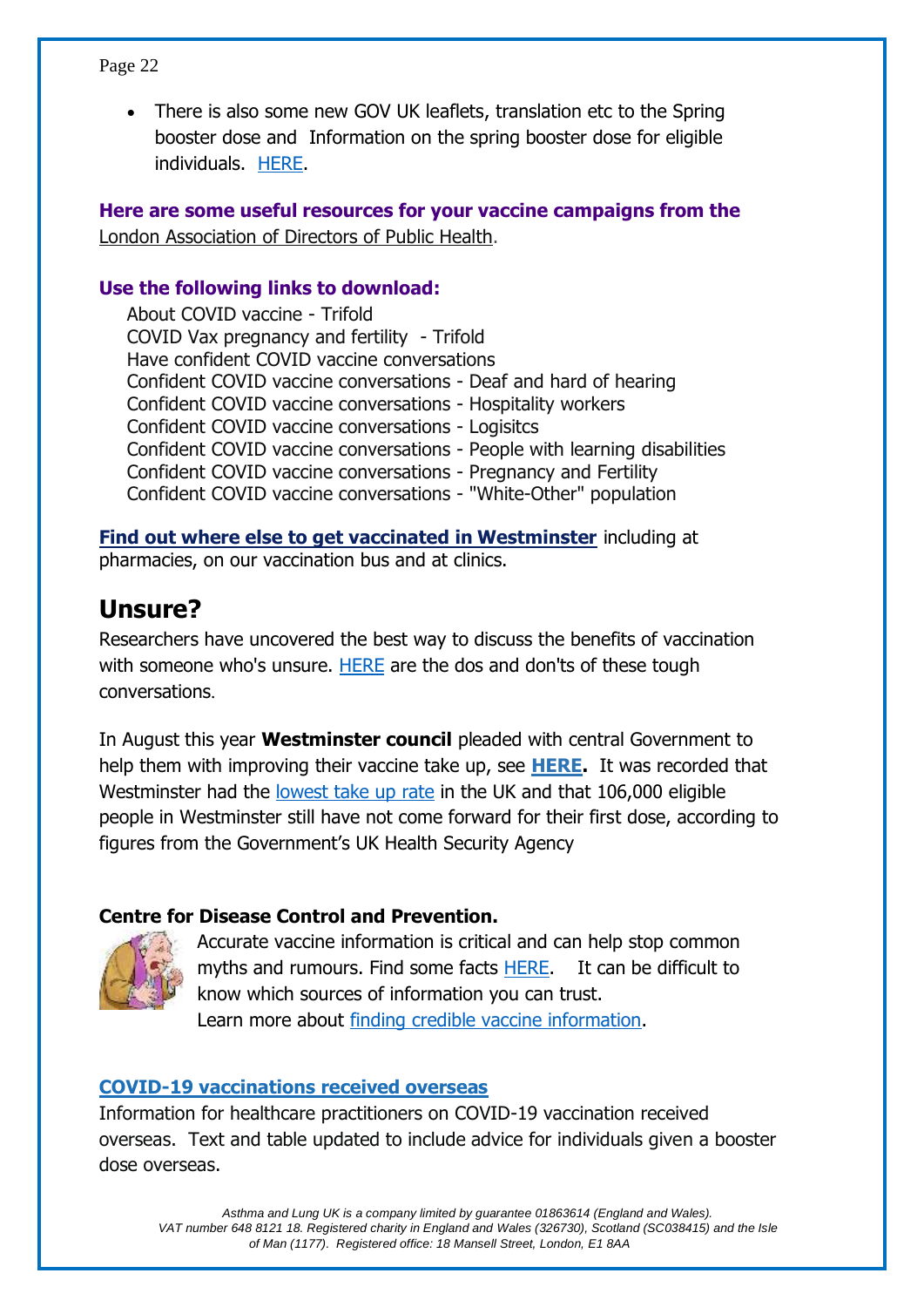- There is also some new GOV UK leaflets, translation etc to the Spring booster dose and Information on the spring booster dose for eligible individuals. HERE.

**Here are some useful resources for your vaccine campaigns from the** London Association of Directors of Public Health.

**Use the following links to download:**

About COVID vaccine - Trifold
COVID Vax pregnancy and fertility - Trifold
Have confident COVID vaccine conversations
Confident COVID vaccine conversations - Deaf and hard of hearing
Confident COVID vaccine conversations - Hospitality workers
Confident COVID vaccine conversations - Logisitcs
Confident COVID vaccine conversations - People with learning disabilities
Confident COVID vaccine conversations - Pregnancy and Fertility
Confident COVID vaccine conversations - "White-Other" population

**Find out where else to get vaccinated in Westminster** including at pharmacies, on our vaccination bus and at clinics.

## Unsure?

Researchers have uncovered the best way to discuss the benefits of vaccination with someone who's unsure. HERE are the dos and don'ts of these tough conversations.

In August this year **Westminster council** pleaded with central Government to help them with improving their vaccine take up, see **HERE.** It was recorded that Westminster had the lowest take up rate in the UK and that 106,000 eligible people in Westminster still have not come forward for their first dose, according to figures from the Government's UK Health Security Agency

**Centre for Disease Control and Prevention.**

Accurate vaccine information is critical and can help stop common myths and rumours. Find some facts HERE. It can be difficult to know which sources of information you can trust. Learn more about finding credible vaccine information.

**COVID-19 vaccinations received overseas**

Information for healthcare practitioners on COVID-19 vaccination received overseas. Text and table updated to include advice for individuals given a booster dose overseas.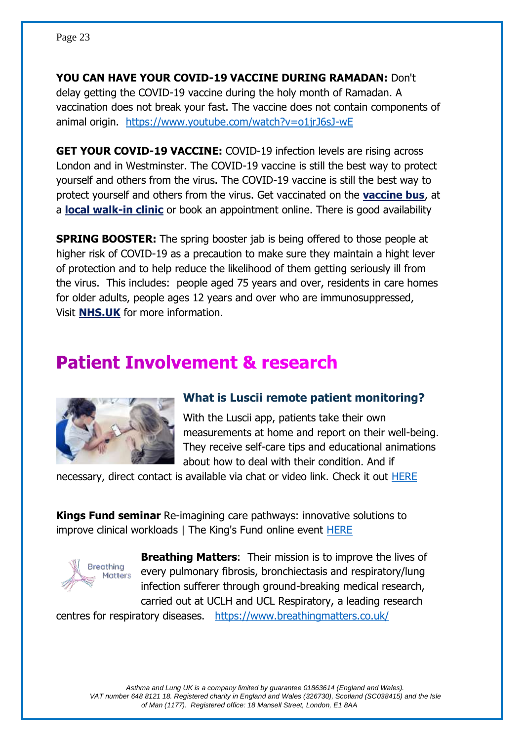**YOU CAN HAVE YOUR COVID-19 VACCINE DURING RAMADAN:** Don't delay getting the COVID-19 vaccine during the holy month of Ramadan. A vaccination does not break your fast. The vaccine does not contain components of animal origin. https://www.youtube.com/watch?v=o1jrJ6sJ-wE

**GET YOUR COVID-19 VACCINE:** COVID-19 infection levels are rising across London and in Westminster. The COVID-19 vaccine is still the best way to protect yourself and others from the virus. The COVID-19 vaccine is still the best way to protect yourself and others from the virus. Get vaccinated on the **vaccine bus**, at a **local walk-in clinic** or book an appointment online. There is good availability

**SPRING BOOSTER:** The spring booster jab is being offered to those people at higher risk of COVID-19 as a precaution to make sure they maintain a hight lever of protection and to help reduce the likelihood of them getting seriously ill from the virus. This includes: people aged 75 years and over, residents in care homes for older adults, people ages 12 years and over who are immunosuppressed, Visit **NHS.UK** for more information.

# Patient Involvement & research

### What is Luscii remote patient monitoring?

With the Luscii app, patients take their own measurements at home and report on their well-being. They receive self-care tips and educational animations about how to deal with their condition. And if necessary, direct contact is available via chat or video link. Check it out HERE

**Kings Fund seminar** Re-imagining care pathways: innovative solutions to improve clinical workloads | The King's Fund online event HERE

**Breathing Matters**: Their mission is to improve the lives of every pulmonary fibrosis, bronchiectasis and respiratory/lung infection sufferer through ground-breaking medical research, carried out at UCLH and UCL Respiratory, a leading research centres for respiratory diseases. https://www.breathingmatters.co.uk/

*Asthma and Lung UK is a company limited by guarantee 01863614 (England and Wales). VAT number 648 8121 18. Registered charity in England and Wales (326730), Scotland (SC038415) and the Isle of Man (1177). Registered office: 18 Mansell Street, London, E1 8AA*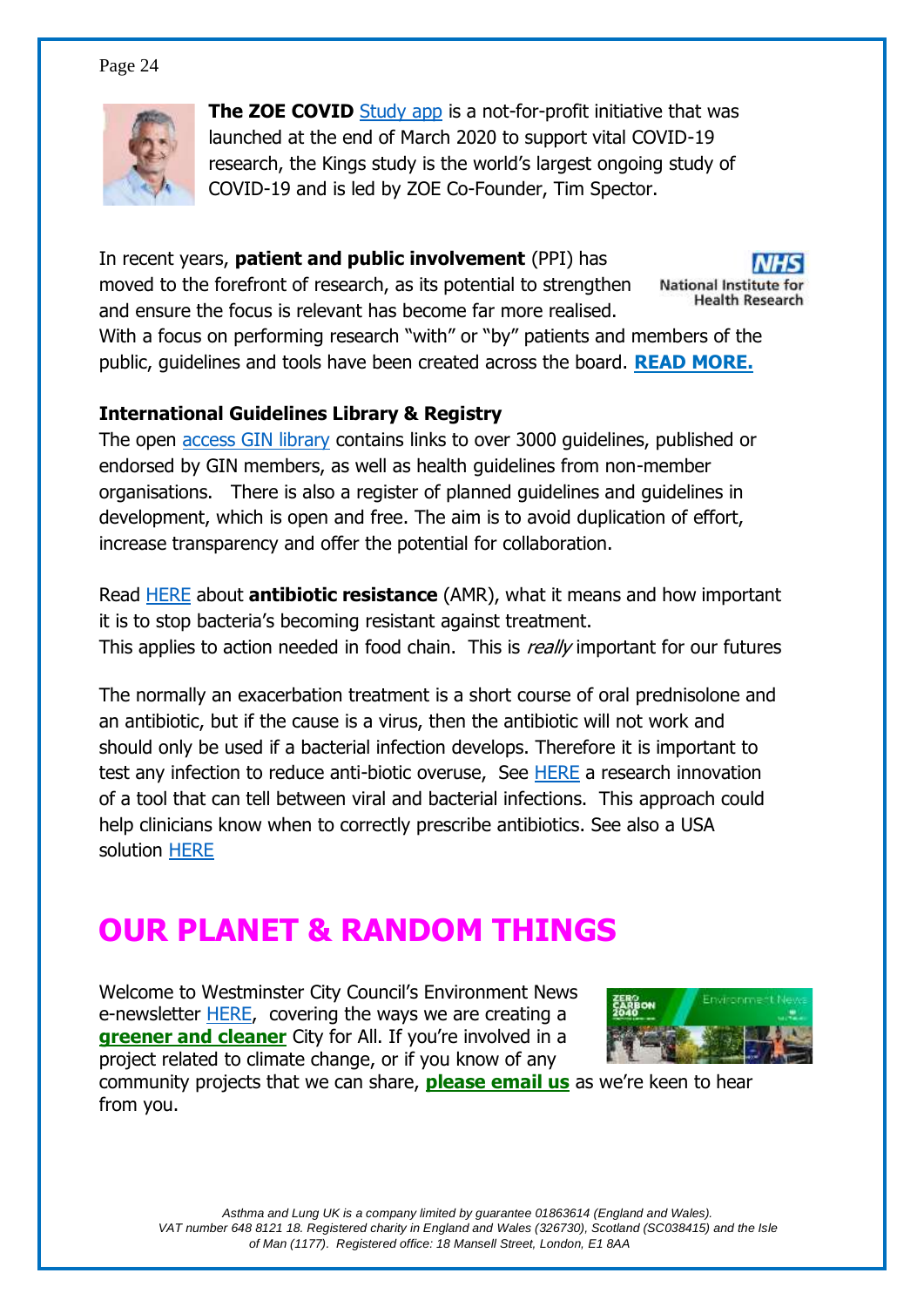**The ZOE COVID** Study app is a not-for-profit initiative that was launched at the end of March 2020 to support vital COVID-19 research, the Kings study is the world's largest ongoing study of COVID-19 and is led by ZOE Co-Founder, Tim Spector.

In recent years, **patient and public involvement** (PPI) has moved to the forefront of research, as its potential to strengthen and ensure the focus is relevant has become far more realised. With a focus on performing research "with" or "by" patients and members of the public, guidelines and tools have been created across the board. **READ MORE.**

NHS National Institute for Health Research

**International Guidelines Library & Registry**

The open access GIN library contains links to over 3000 guidelines, published or endorsed by GIN members, as well as health guidelines from non-member organisations. There is also a register of planned guidelines and guidelines in development, which is open and free. The aim is to avoid duplication of effort, increase transparency and offer the potential for collaboration.

Read HERE about **antibiotic resistance** (AMR), what it means and how important it is to stop bacteria's becoming resistant against treatment. This applies to action needed in food chain. This is *really* important for our futures

The normally an exacerbation treatment is a short course of oral prednisolone and an antibiotic, but if the cause is a virus, then the antibiotic will not work and should only be used if a bacterial infection develops. Therefore it is important to test any infection to reduce anti-biotic overuse, See HERE a research innovation of a tool that can tell between viral and bacterial infections. This approach could help clinicians know when to correctly prescribe antibiotics. See also a USA solution HERE

# OUR PLANET & RANDOM THINGS

Welcome to Westminster City Council's Environment News e-newsletter HERE, covering the ways we are creating a **greener and cleaner** City for All. If you're involved in a project related to climate change, or if you know of any community projects that we can share, **please email us** as we're keen to hear from you.

*Asthma and Lung UK is a company limited by guarantee 01863614 (England and Wales). VAT number 648 8121 18. Registered charity in England and Wales (326730), Scotland (SC038415) and the Isle of Man (1177). Registered office: 18 Mansell Street, London, E1 8AA*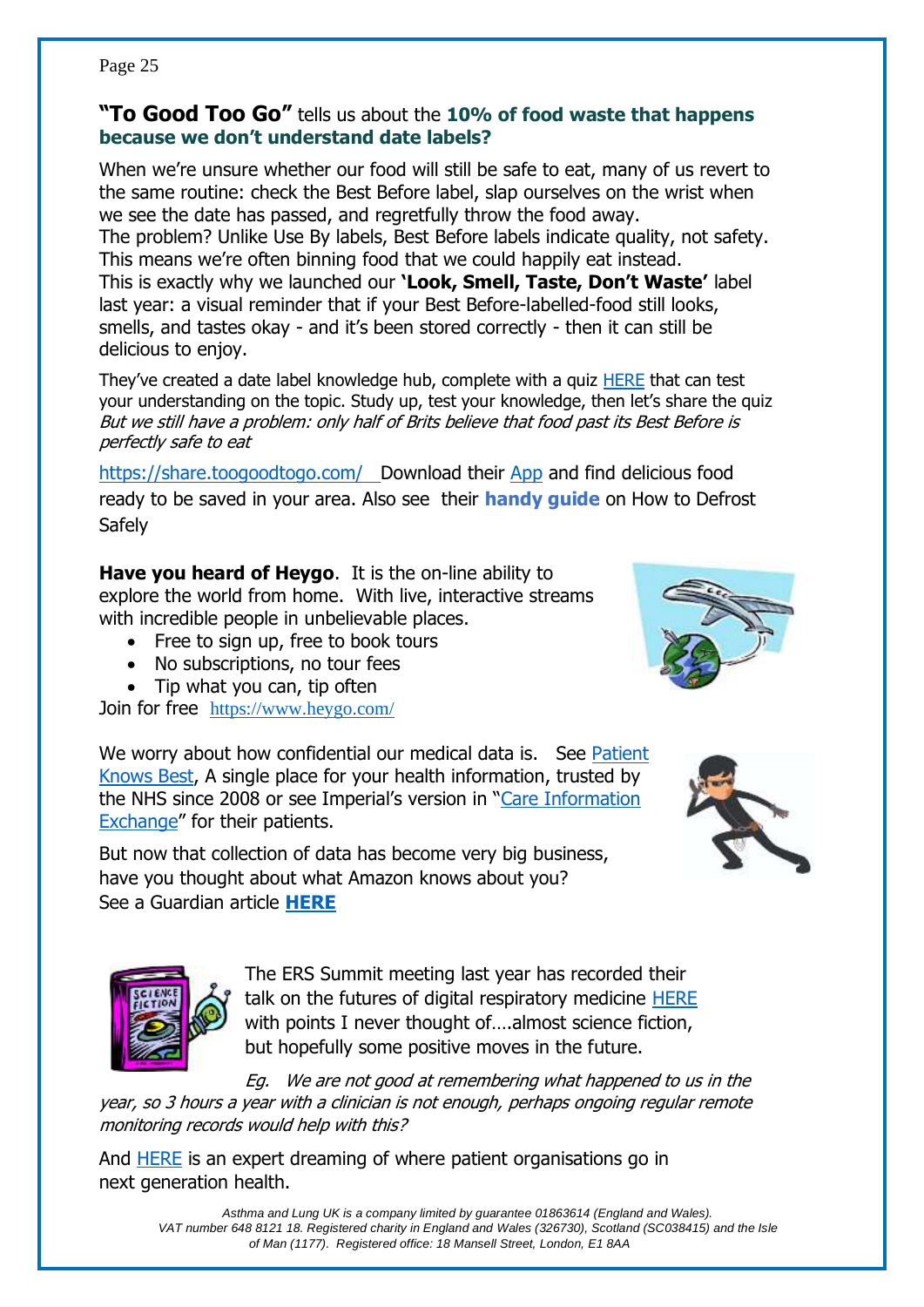**"To Good Too Go"** tells us about the **10% of food waste that happens because we don't understand date labels?**

When we're unsure whether our food will still be safe to eat, many of us revert to the same routine: check the Best Before label, slap ourselves on the wrist when we see the date has passed, and regretfully throw the food away.
The problem? Unlike Use By labels, Best Before labels indicate quality, not safety. This means we're often binning food that we could happily eat instead.
This is exactly why we launched our **'Look, Smell, Taste, Don't Waste'** label last year: a visual reminder that if your Best Before-labelled-food still looks, smells, and tastes okay - and it's been stored correctly - then it can still be delicious to enjoy.

They've created a date label knowledge hub, complete with a quiz HERE that can test your understanding on the topic. Study up, test your knowledge, then let's share the quiz
*But we still have a problem: only half of Brits believe that food past its Best Before is perfectly safe to eat*

https://share.toogoodtogo.com/ Download their App and find delicious food ready to be saved in your area. Also see their **handy guide** on How to Defrost Safely

**Have you heard of Heygo**. It is the on-line ability to explore the world from home. With live, interactive streams with incredible people in unbelievable places.

- Free to sign up, free to book tours
- No subscriptions, no tour fees
- Tip what you can, tip often

Join for free https://www.heygo.com/

We worry about how confidential our medical data is. See Patient Knows Best, A single place for your health information, trusted by the NHS since 2008 or see Imperial's version in "Care Information Exchange" for their patients.

But now that collection of data has become very big business, have you thought about what Amazon knows about you?
See a Guardian article **HERE**

The ERS Summit meeting last year has recorded their talk on the futures of digital respiratory medicine HERE with points I never thought of….almost science fiction, but hopefully some positive moves in the future.

*Eg. We are not good at remembering what happened to us in the year, so 3 hours a year with a clinician is not enough, perhaps ongoing regular remote monitoring records would help with this?*

And HERE is an expert dreaming of where patient organisations go in next generation health.

*Asthma and Lung UK is a company limited by guarantee 01863614 (England and Wales). VAT number 648 8121 18. Registered charity in England and Wales (326730), Scotland (SC038415) and the Isle of Man (1177). Registered office: 18 Mansell Street, London, E1 8AA*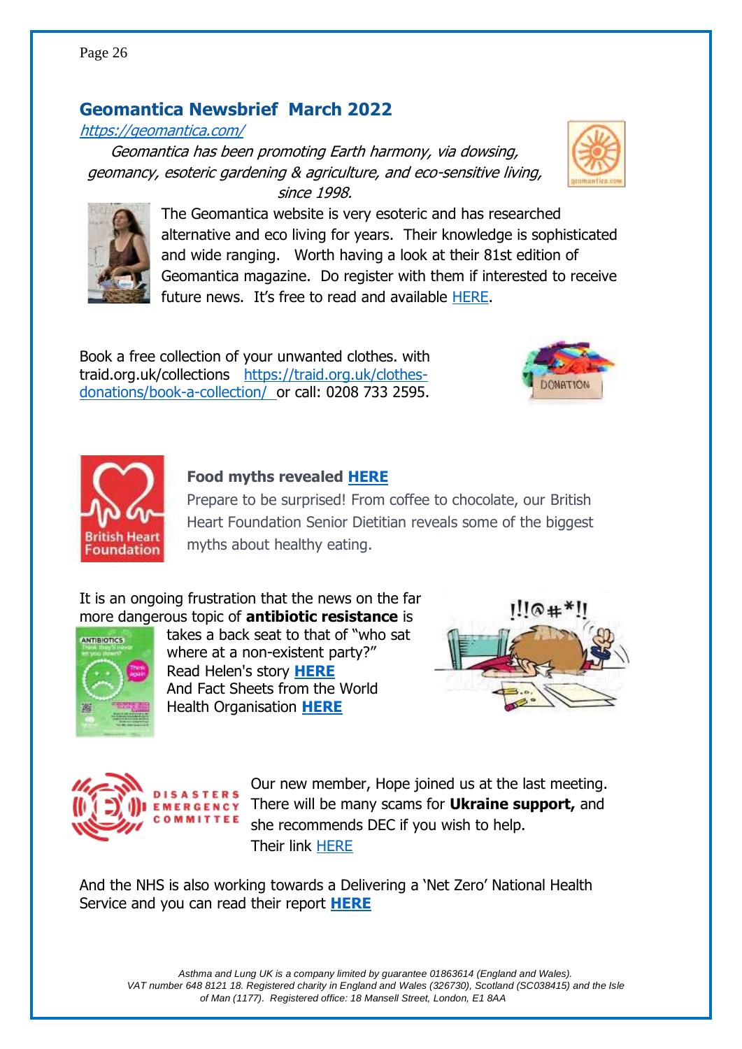## Geomantica Newsbrief March 2022

*https://geomantica.com/*

*Geomantica has been promoting Earth harmony, via dowsing, geomancy, esoteric gardening & agriculture, and eco-sensitive living, since 1998.*

The Geomantica website is very esoteric and has researched alternative and eco living for years. Their knowledge is sophisticated and wide ranging. Worth having a look at their 81st edition of Geomantica magazine. Do register with them if interested to receive future news. It's free to read and available HERE.

Book a free collection of your unwanted clothes. with traid.org.uk/collections https://traid.org.uk/clothes-donations/book-a-collection/ or call: 0208 733 2595.

**Food myths revealed HERE**

Prepare to be surprised! From coffee to chocolate, our British Heart Foundation Senior Dietitian reveals some of the biggest myths about healthy eating.

It is an ongoing frustration that the news on the far more dangerous topic of **antibiotic resistance** is takes a back seat to that of "who sat where at a non-existent party?"
Read Helen's story **HERE**
And Fact Sheets from the World Health Organisation **HERE**

Our new member, Hope joined us at the last meeting. There will be many scams for **Ukraine support,** and she recommends DEC if you wish to help.
Their link HERE

And the NHS is also working towards a Delivering a 'Net Zero' National Health Service and you can read their report **HERE**

*Asthma and Lung UK is a company limited by guarantee 01863614 (England and Wales). VAT number 648 8121 18. Registered charity in England and Wales (326730), Scotland (SC038415) and the Isle of Man (1177). Registered office: 18 Mansell Street, London, E1 8AA*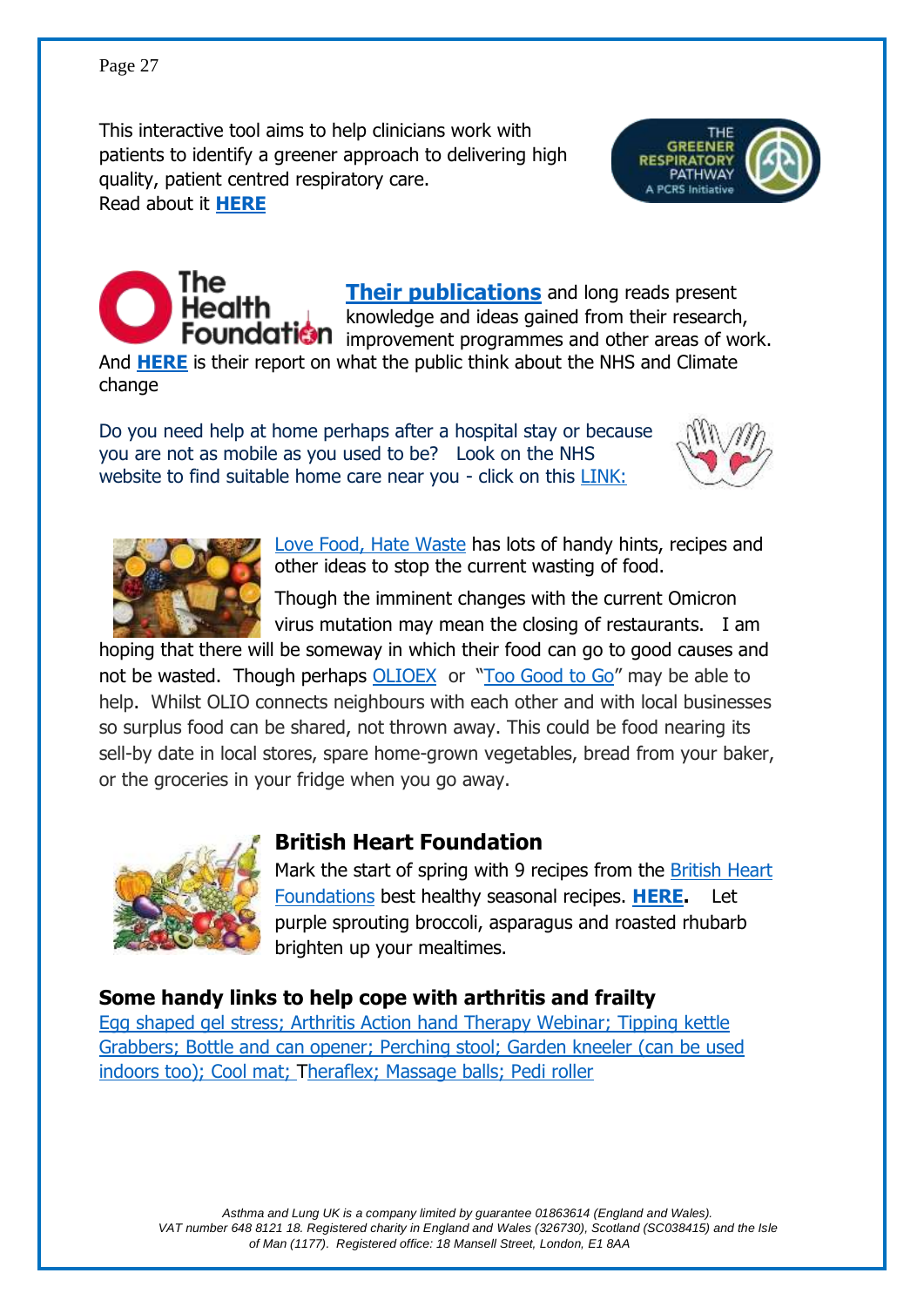This interactive tool aims to help clinicians work with patients to identify a greener approach to delivering high quality, patient centred respiratory care.
Read about it **HERE**

**Their publications** and long reads present knowledge and ideas gained from their research, improvement programmes and other areas of work.
And **HERE** is their report on what the public think about the NHS and Climate change

Do you need help at home perhaps after a hospital stay or because you are not as mobile as you used to be? Look on the NHS website to find suitable home care near you - click on this LINK:

Love Food, Hate Waste has lots of handy hints, recipes and other ideas to stop the current wasting of food.

Though the imminent changes with the current Omicron virus mutation may mean the closing of restaurants. I am hoping that there will be someway in which their food can go to good causes and not be wasted. Though perhaps OLIOEX or "Too Good to Go" may be able to help. Whilst OLIO connects neighbours with each other and with local businesses so surplus food can be shared, not thrown away. This could be food nearing its sell-by date in local stores, spare home-grown vegetables, bread from your baker, or the groceries in your fridge when you go away.

## British Heart Foundation

Mark the start of spring with 9 recipes from the British Heart Foundations best healthy seasonal recipes. **HERE.** Let purple sprouting broccoli, asparagus and roasted rhubarb brighten up your mealtimes.

## Some handy links to help cope with arthritis and frailty

Egg shaped gel stress; Arthritis Action hand Therapy Webinar; Tipping kettle Grabbers; Bottle and can opener; Perching stool; Garden kneeler (can be used indoors too); Cool mat; Theraflex; Massage balls; Pedi roller

*Asthma and Lung UK is a company limited by guarantee 01863614 (England and Wales). VAT number 648 8121 18. Registered charity in England and Wales (326730), Scotland (SC038415) and the Isle of Man (1177). Registered office: 18 Mansell Street, London, E1 8AA*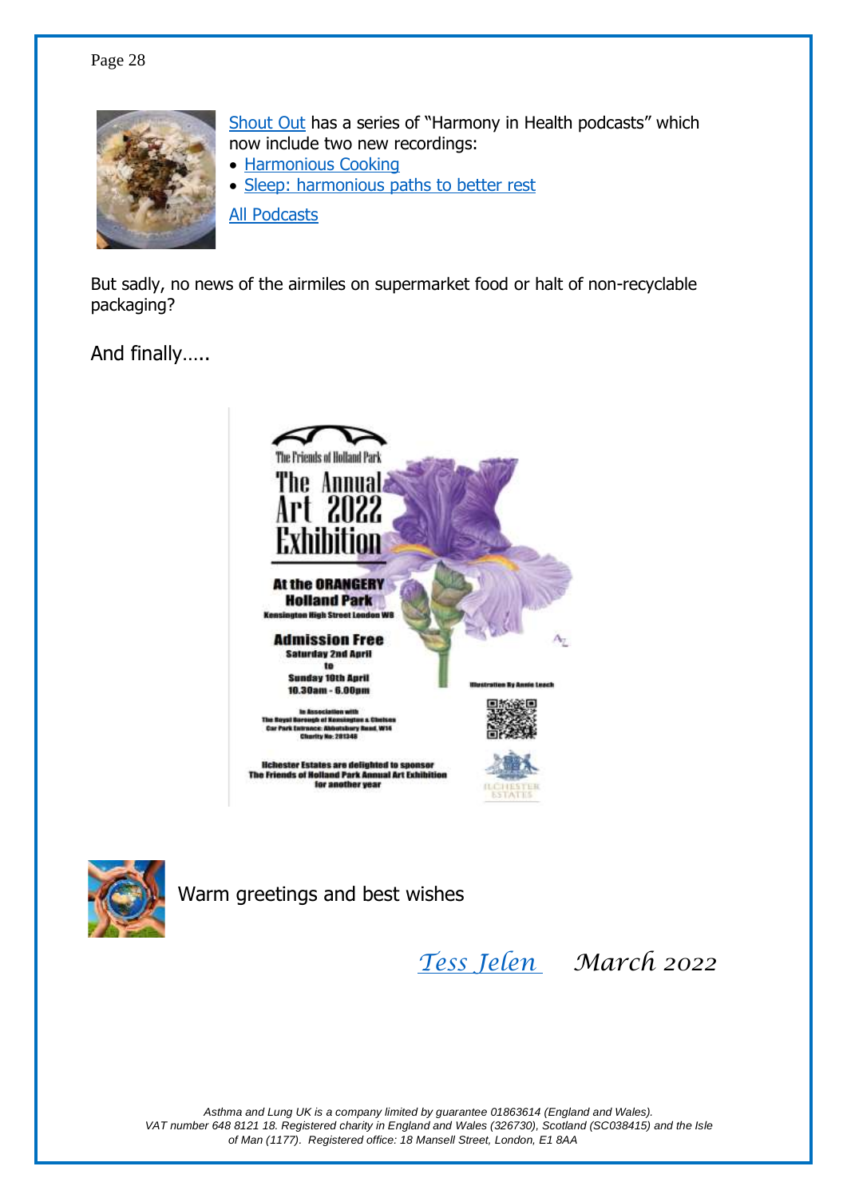Shout Out has a series of "Harmony in Health podcasts" which now include two new recordings:

- Harmonious Cooking
- Sleep: harmonious paths to better rest

All Podcasts

But sadly, no news of the airmiles on supermarket food or halt of non-recyclable packaging?

And finally…..

The Friends of Holland Park

The Annual Art 2022 Exhibition

At the ORANGERY Holland Park

Kensington High Street London W8

Admission Free

Saturday 2nd April to Sunday 10th April

10.30am - 6.00pm

In Association with The Royal Borough of Kensington & Chelsea

Car Park Entrance: Abbotsbury Road, W14

Charity No: 281348

Illustration By Annie Leech

Ilchester Estates are delighted to sponsor The Friends of Holland Park Annual Art Exhibition for another year

ILCHESTER ESTATES

Warm greetings and best wishes

*Tess Jelen* *March 2022*

*Asthma and Lung UK is a company limited by guarantee 01863614 (England and Wales). VAT number 648 8121 18. Registered charity in England and Wales (326730), Scotland (SC038415) and the Isle of Man (1177). Registered office: 18 Mansell Street, London, E1 8AA*